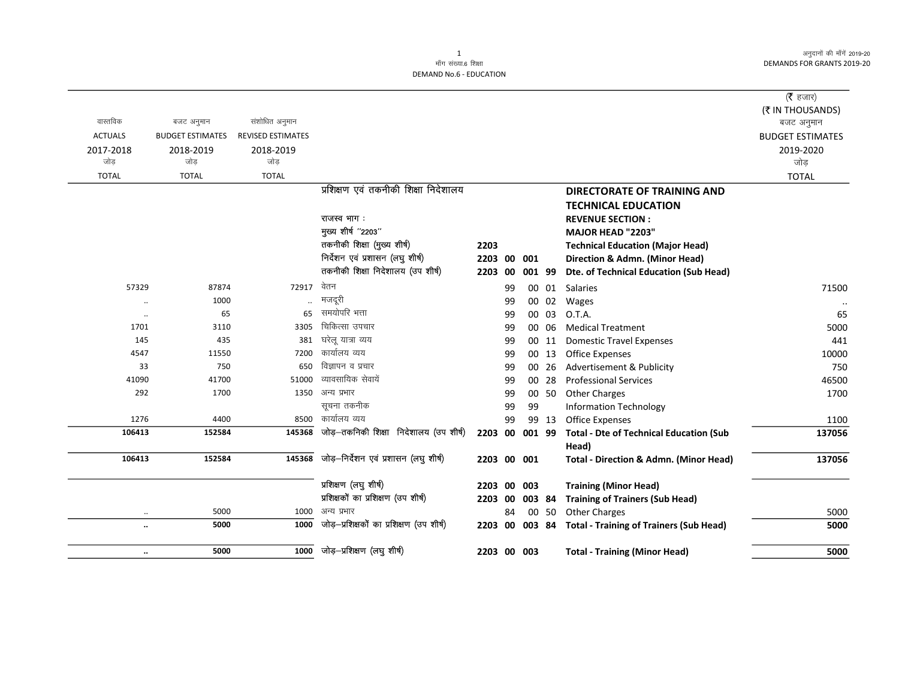मॉंग संख्या.6 शिक्षा
DEMAND No.6 - EDUCATION

अनुदानों की मॉंगें 2019-20
DEMANDS FOR GRANTS 2019-20

(₹ हजार)
(₹ IN THOUSANDS)

| वास्तविक ACTUALS 2017-2018 जोड़ TOTAL | बजट अनुमान BUDGET ESTIMATES 2018-2019 जोड़ TOTAL | संशोधित अनुमान REVISED ESTIMATES 2018-2019 जोड़ TOTAL | | | | | | | बजट अनुमान BUDGET ESTIMATES 2019-2020 जोड़ TOTAL |
|---|---|---|---|---|---|---|---|---|---|
| | | | प्रशिक्षण एवं तकनीकी शिक्षा निदेशालय | | | | | **DIRECTORATE OF TRAINING AND TECHNICAL EDUCATION** | |
| | | | राजस्व भाग : | | | | | **REVENUE SECTION :** | |
| | | | मुख्य शीर्ष "2203" | | | | | **MAJOR HEAD "2203"** | |
| | | | तकनीकी शिक्षा (मुख्य शीर्ष) | **2203** | | | | **Technical Education (Major Head)** | |
| | | | निर्देशन एवं प्रशासन (लघु शीर्ष) | **2203** | **00** | **001** | | **Direction & Admn. (Minor Head)** | |
| | | | तकनीकी शिक्षा निदेशालय (उप शीर्ष) | **2203** | **00** | **001** | **99** | **Dte. of Technical Education (Sub Head)** | |
| 57329 | 87874 | 72917 | वेतन | | 99 | 00 | 01 | Salaries | 71500 |
| .. | 1000 | .. | मजदूरी | | 99 | 00 | 02 | Wages | .. |
| .. | 65 | 65 | समयोपरि भत्ता | | 99 | 00 | 03 | O.T.A. | 65 |
| 1701 | 3110 | 3305 | चिकित्सा उपचार | | 99 | 00 | 06 | Medical Treatment | 5000 |
| 145 | 435 | 381 | घरेलू यात्रा व्यय | | 99 | 00 | 11 | Domestic Travel Expenses | 441 |
| 4547 | 11550 | 7200 | कार्यालय व्यय | | 99 | 00 | 13 | Office Expenses | 10000 |
| 33 | 750 | 650 | विज्ञापन व प्रचार | | 99 | 00 | 26 | Advertisement & Publicity | 750 |
| 41090 | 41700 | 51000 | व्यावसायिक सेवायें | | 99 | 00 | 28 | Professional Services | 46500 |
| 292 | 1700 | 1350 | अन्य प्रभार | | 99 | 00 | 50 | Other Charges | 1700 |
| | | | सूचना तकनीक | | 99 | 99 | | Information Technology | |
| 1276 | 4400 | 8500 | कार्यालय व्यय | | 99 | 99 | 13 | Office Expenses | 1100 |
| **106413** | **152584** | **145368** | जोड़–तकनिकी शिक्षा निदेशालय (उप शीर्ष) | **2203** | **00** | **001** | **99** | **Total - Dte of Technical Education (Sub Head)** | **137056** |
| **106413** | **152584** | **145368** | जोड़–निर्देशन एवं प्रशासन (लघु शीर्ष) | **2203** | **00** | **001** | | **Total - Direction & Admn. (Minor Head)** | **137056** |
| | | | प्रशिक्षण (लघु शीर्ष) | **2203** | **00** | **003** | | **Training (Minor Head)** | |
| | | | प्रशिक्षकों का प्रशिक्षण (उप शीर्ष) | **2203** | **00** | **003** | **84** | **Training of Trainers (Sub Head)** | |
| .. | 5000 | 1000 | अन्य प्रभार | | 84 | 00 | 50 | Other Charges | 5000 |
| **..** | **5000** | **1000** | जोड़–प्रशिक्षकों का प्रशिक्षण (उप शीर्ष) | **2203** | **00** | **003** | **84** | **Total - Training of Trainers (Sub Head)** | **5000** |
| **..** | **5000** | **1000** | जोड़–प्रशिक्षण (लघु शीर्ष) | **2203** | **00** | **003** | | **Total - Training (Minor Head)** | **5000** |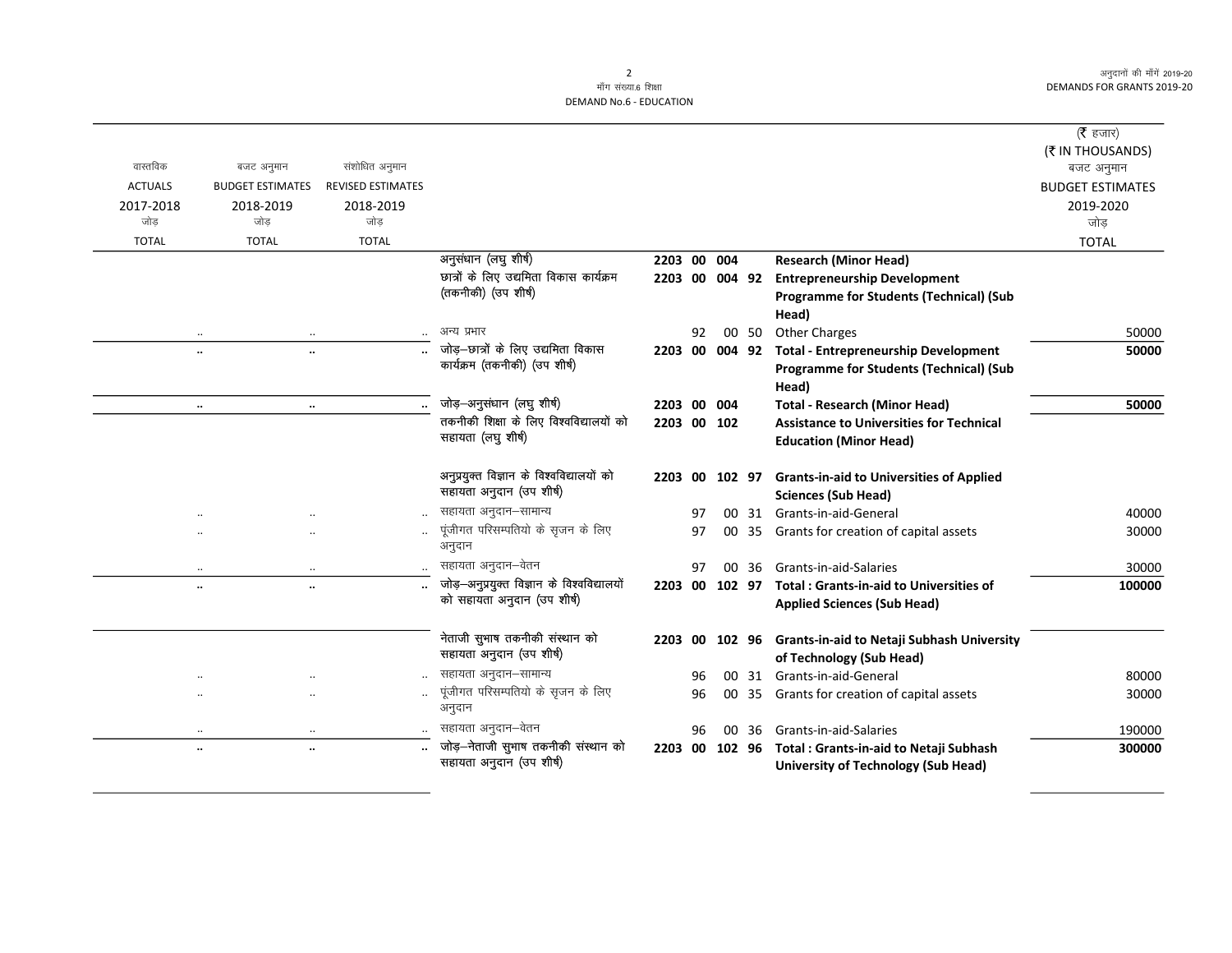माँग संख्या.6 शिक्षा
DEMAND No.6 - EDUCATION

अनुदानों की माँगें 2019-20
DEMANDS FOR GRANTS 2019-20

| वास्तविक ACTUALS 2017-2018 जोड़ TOTAL | बजट अनुमान BUDGET ESTIMATES 2018-2019 जोड़ TOTAL | संशोधित अनुमान REVISED ESTIMATES 2018-2019 जोड़ TOTAL | | | | (₹ हजार) (₹ IN THOUSANDS) बजट अनुमान BUDGET ESTIMATES 2019-2020 जोड़ TOTAL |
|---|---|---|---|---|---|---|
| | | | अनुसंधान (लघु शीर्ष) | 2203 00 004 | **Research (Minor Head)** | |
| | | | छात्रों के लिए उद्यमिता विकास कार्यक्रम (तकनीकी) (उप शीर्ष) | 2203 00 004 92 | **Entrepreneurship Development Programme for Students (Technical) (Sub Head)** | |
| .. | .. | .. | अन्य प्रभार | 92 00 50 | Other Charges | 50000 |
| .. | .. | .. | जोड़–छात्रों के लिए उद्यमिता विकास कार्यक्रम (तकनीकी) (उप शीर्ष) | 2203 00 004 92 | **Total - Entrepreneurship Development Programme for Students (Technical) (Sub Head)** | **50000** |
| .. | .. | .. | जोड़–अनुसंधान (लघु शीर्ष) | 2203 00 004 | **Total - Research (Minor Head)** | **50000** |
| | | | तकनीकी शिक्षा के लिए विश्वविद्यालयों को सहायता (लघु शीर्ष) | 2203 00 102 | **Assistance to Universities for Technical Education (Minor Head)** | |
| | | | अनुप्रयुक्त विज्ञान के विश्वविद्यालयों को सहायता अनुदान (उप शीर्ष) | 2203 00 102 97 | **Grants-in-aid to Universities of Applied Sciences (Sub Head)** | |
| .. | .. | .. | सहायता अनुदान–सामान्य | 97 00 31 | Grants-in-aid-General | 40000 |
| .. | .. | .. | पूंजीगत परिसम्पतियो के सृजन के लिए अनुदान | 97 00 35 | Grants for creation of capital assets | 30000 |
| .. | .. | .. | सहायता अनुदान–वेतन | 97 00 36 | Grants-in-aid-Salaries | 30000 |
| .. | .. | .. | जोड़–अनुप्रयुक्त विज्ञान के विश्वविद्यालयों को सहायता अनुदान (उप शीर्ष) | 2203 00 102 97 | **Total : Grants-in-aid to Universities of Applied Sciences (Sub Head)** | **100000** |
| | | | नेताजी सुभाष तकनीकी संस्थान को सहायता अनुदान (उप शीर्ष) | 2203 00 102 96 | **Grants-in-aid to Netaji Subhash University of Technology (Sub Head)** | |
| .. | .. | .. | सहायता अनुदान–सामान्य | 96 00 31 | Grants-in-aid-General | 80000 |
| .. | .. | .. | पूंजीगत परिसम्पतियो के सृजन के लिए अनुदान | 96 00 35 | Grants for creation of capital assets | 30000 |
| .. | .. | .. | सहायता अनुदान–वेतन | 96 00 36 | Grants-in-aid-Salaries | 190000 |
| .. | .. | .. | जोड़–नेताजी सुभाष तकनीकी संस्थान को सहायता अनुदान (उप शीर्ष) | 2203 00 102 96 | **Total : Grants-in-aid to Netaji Subhash University of Technology (Sub Head)** | **300000** |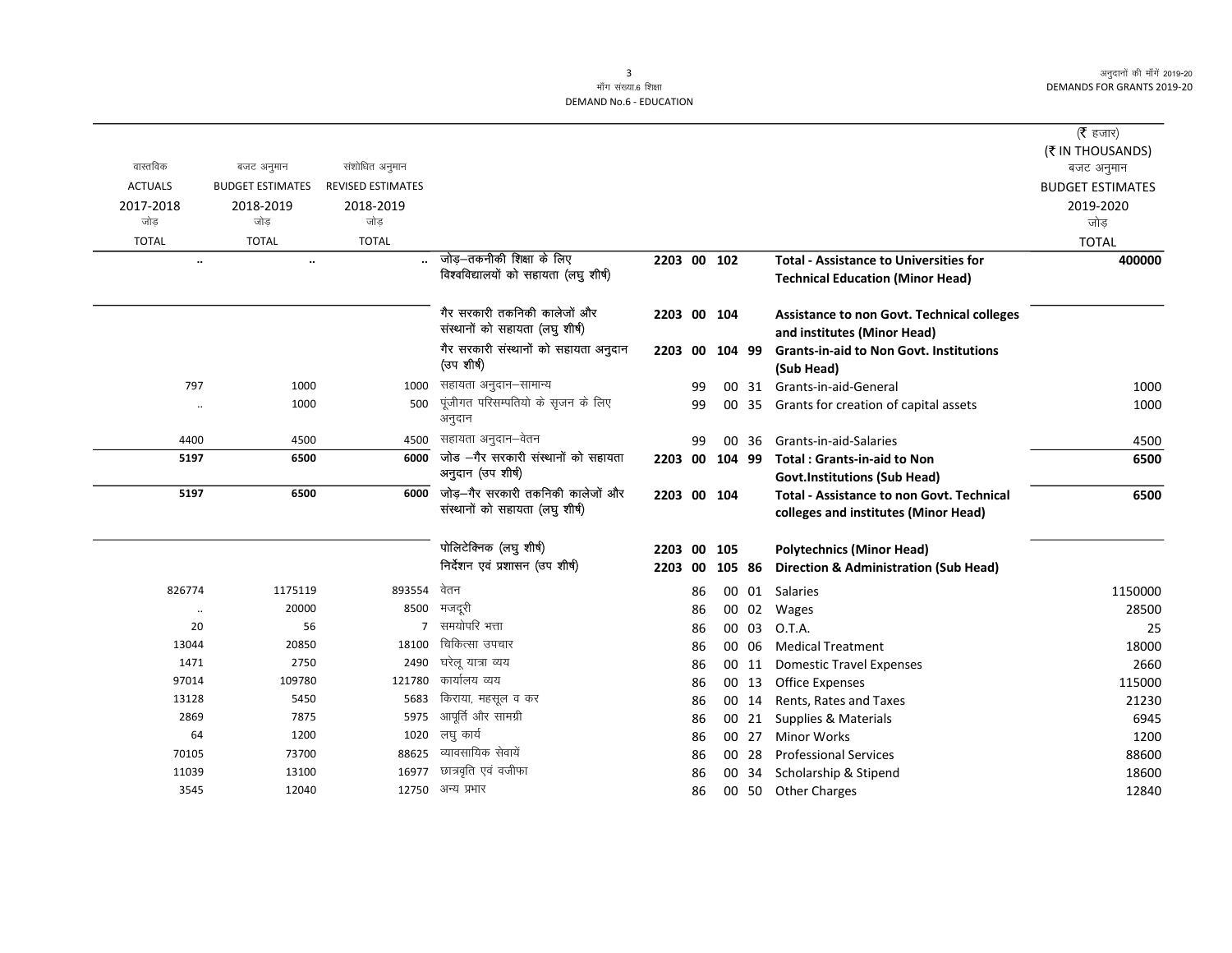मॉंग संख्या.6 शिक्षा
DEMAND No.6 - EDUCATION

(₹ हजार)
(₹ IN THOUSANDS)

| वास्तविक ACTUALS 2017-2018 जोड़ TOTAL | बजट अनुमान BUDGET ESTIMATES 2018-2019 जोड़ TOTAL | संशोधित अनुमान REVISED ESTIMATES 2018-2019 जोड़ TOTAL | | | | | | | | बजट अनुमान BUDGET ESTIMATES 2019-2020 जोड़ TOTAL |
|---|---|---|---|---|---|---|---|---|---|---|
| .. | .. | .. | जोड़–तकनीकी शिक्षा के लिए विश्वविद्यालयों को सहायता (लघु शीर्ष) | 2203 | 00 | 102 | | | **Total - Assistance to Universities for Technical Education (Minor Head)** | **400000** |
| | | | गैर सरकारी तकनिकी कालेजों और संस्थानों को सहायता (लघु शीर्ष) | 2203 | 00 | 104 | | | **Assistance to non Govt. Technical colleges and institutes (Minor Head)** | |
| | | | गैर सरकारी संस्थानों को सहायता अनुदान (उप शीर्ष) | 2203 | 00 | 104 | 99 | | **Grants-in-aid to Non Govt. Institutions (Sub Head)** | |
| 797 | 1000 | 1000 | सहायता अनुदान–सामान्य | | 99 | | 00 | 31 | Grants-in-aid-General | 1000 |
| .. | 1000 | 500 | पूंजीगत परिसम्पतियो के सृजन के लिए अनुदान | | 99 | | 00 | 35 | Grants for creation of capital assets | 1000 |
| 4400 | 4500 | 4500 | सहायता अनुदान–वेतन | | 99 | | 00 | 36 | Grants-in-aid-Salaries | 4500 |
| **5197** | **6500** | **6000** | जोड –गैर सरकारी संस्थानों को सहायता अनुदान (उप शीर्ष) | 2203 | 00 | 104 | 99 | | **Total : Grants-in-aid to Non Govt.Institutions (Sub Head)** | **6500** |
| **5197** | **6500** | **6000** | जोड़–गैर सरकारी तकनिकी कालेजों और संस्थानों को सहायता (लघु शीर्ष) | 2203 | 00 | 104 | | | **Total - Assistance to non Govt. Technical colleges and institutes (Minor Head)** | **6500** |
| | | | पोलिटेक्निक (लघु शीर्ष) | 2203 | 00 | 105 | | | **Polytechnics (Minor Head)** | |
| | | | निर्देशन एवं प्रशासन (उप शीर्ष) | 2203 | 00 | 105 | 86 | | **Direction & Administration (Sub Head)** | |
| 826774 | 1175119 | 893554 | वेतन | | 86 | | 00 | 01 | Salaries | 1150000 |
| .. | 20000 | 8500 | मजदूरी | | 86 | | 00 | 02 | Wages | 28500 |
| 20 | 56 | 7 | समयोपरि भत्ता | | 86 | | 00 | 03 | O.T.A. | 25 |
| 13044 | 20850 | 18100 | चिकित्सा उपचार | | 86 | | 00 | 06 | Medical Treatment | 18000 |
| 1471 | 2750 | 2490 | घरेलू यात्रा व्यय | | 86 | | 00 | 11 | Domestic Travel Expenses | 2660 |
| 97014 | 109780 | 121780 | कार्यालय व्यय | | 86 | | 00 | 13 | Office Expenses | 115000 |
| 13128 | 5450 | 5683 | किराया, महसूल व कर | | 86 | | 00 | 14 | Rents, Rates and Taxes | 21230 |
| 2869 | 7875 | 5975 | आपूर्ति और सामग्री | | 86 | | 00 | 21 | Supplies & Materials | 6945 |
| 64 | 1200 | 1020 | लघु कार्य | | 86 | | 00 | 27 | Minor Works | 1200 |
| 70105 | 73700 | 88625 | व्यावसायिक सेवायें | | 86 | | 00 | 28 | Professional Services | 88600 |
| 11039 | 13100 | 16977 | छात्रवृति एवं वजीफा | | 86 | | 00 | 34 | Scholarship & Stipend | 18600 |
| 3545 | 12040 | 12750 | अन्य प्रभार | | 86 | | 00 | 50 | Other Charges | 12840 |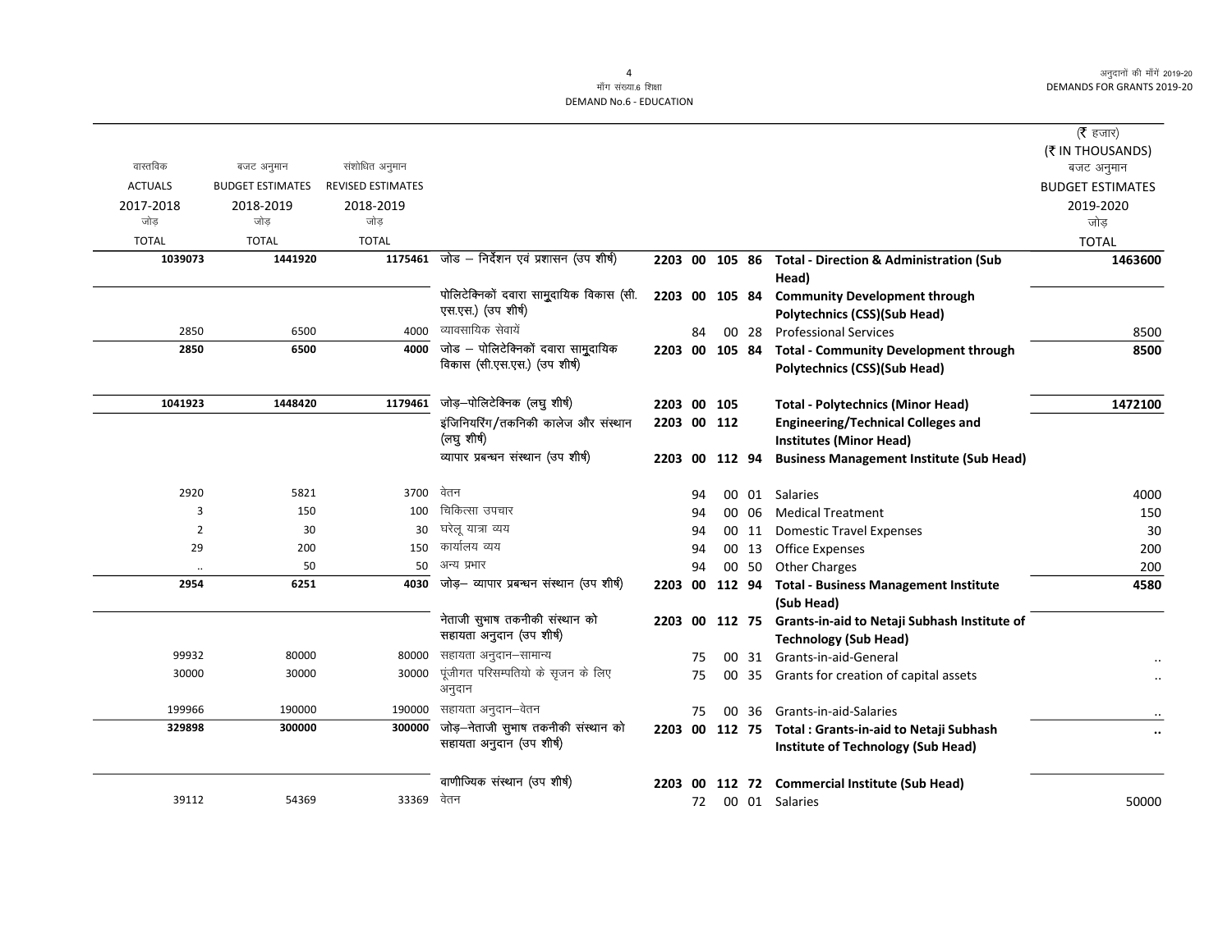माँग संख्या.6 शिक्षा
DEMAND No.6 - EDUCATION

| वास्तविक ACTUALS 2017-2018 जोड़ TOTAL | बजट अनुमान BUDGET ESTIMATES 2018-2019 जोड़ TOTAL | संशोधित अनुमान REVISED ESTIMATES 2018-2019 जोड़ TOTAL | | | | | | | (₹ हजार) (₹ IN THOUSANDS) बजट अनुमान BUDGET ESTIMATES 2019-2020 जोड़ TOTAL |
|---|---|---|---|---|---|---|---|---|---|
| **1039073** | **1441920** | **1175461** | जोड – निर्देशन एवं प्रशासन (उप शीर्ष) | 2203 | 00 | 105 | 86 | **Total - Direction & Administration (Sub Head)** | **1463600** |
| | | | पोलिटेक्निकों दवारा सामुदायिक विकास (सी.एस.एस.) (उप शीर्ष) | 2203 | 00 | 105 | 84 | **Community Development through Polytechnics (CSS)(Sub Head)** | |
| 2850 | 6500 | 4000 | व्यावसायिक सेवायें | | 84 | 00 | 28 | Professional Services | 8500 |
| **2850** | **6500** | **4000** | जोड – पोलिटेक्निकों दवारा सामुदायिक विकास (सी.एस.एस.) (उप शीर्ष) | 2203 | 00 | 105 | 84 | **Total - Community Development through Polytechnics (CSS)(Sub Head)** | **8500** |
| **1041923** | **1448420** | **1179461** | जोड़–पोलिटेक्निक (लघु शीर्ष) | 2203 | 00 | 105 | | **Total - Polytechnics (Minor Head)** | **1472100** |
| | | | इंजिनियरिंग/तकनिकी कालेज और संस्थान (लघु शीर्ष) | 2203 | 00 | 112 | | **Engineering/Technical Colleges and Institutes (Minor Head)** | |
| | | | व्यापार प्रबन्धन संस्थान (उप शीर्ष) | 2203 | 00 | 112 | 94 | **Business Management Institute (Sub Head)** | |
| 2920 | 5821 | 3700 | वेतन | | 94 | 00 | 01 | Salaries | 4000 |
| 3 | 150 | 100 | चिकित्सा उपचार | | 94 | 00 | 06 | Medical Treatment | 150 |
| 2 | 30 | 30 | घरेलू यात्रा व्यय | | 94 | 00 | 11 | Domestic Travel Expenses | 30 |
| 29 | 200 | 150 | कार्यालय व्यय | | 94 | 00 | 13 | Office Expenses | 200 |
| .. | 50 | 50 | अन्य प्रभार | | 94 | 00 | 50 | Other Charges | 200 |
| **2954** | **6251** | **4030** | जोड़– व्यापार प्रबन्धन संस्थान (उप शीर्ष) | 2203 | 00 | 112 | 94 | **Total - Business Management Institute (Sub Head)** | **4580** |
| | | | नेताजी सुभाष तकनीकी संस्थान को सहायता अनुदान (उप शीर्ष) | 2203 | 00 | 112 | 75 | **Grants-in-aid to Netaji Subhash Institute of Technology (Sub Head)** | |
| 99932 | 80000 | 80000 | सहायता अनुदान–सामान्य | | 75 | 00 | 31 | Grants-in-aid-General | .. |
| 30000 | 30000 | 30000 | पूंजीगत परिसम्पतियो के सृजन के लिए अनुदान | | 75 | 00 | 35 | Grants for creation of capital assets | .. |
| 199966 | 190000 | 190000 | सहायता अनुदान–वेतन | | 75 | 00 | 36 | Grants-in-aid-Salaries | .. |
| **329898** | **300000** | **300000** | जोड़–नेताजी सुभाष तकनीकी संस्थान को सहायता अनुदान (उप शीर्ष) | 2203 | 00 | 112 | 75 | **Total : Grants-in-aid to Netaji Subhash Institute of Technology (Sub Head)** | **..** |
| | | | वाणीज्यिक संस्थान (उप शीर्ष) | 2203 | 00 | 112 | 72 | **Commercial Institute (Sub Head)** | |
| 39112 | 54369 | 33369 | वेतन | | 72 | 00 | 01 | Salaries | 50000 |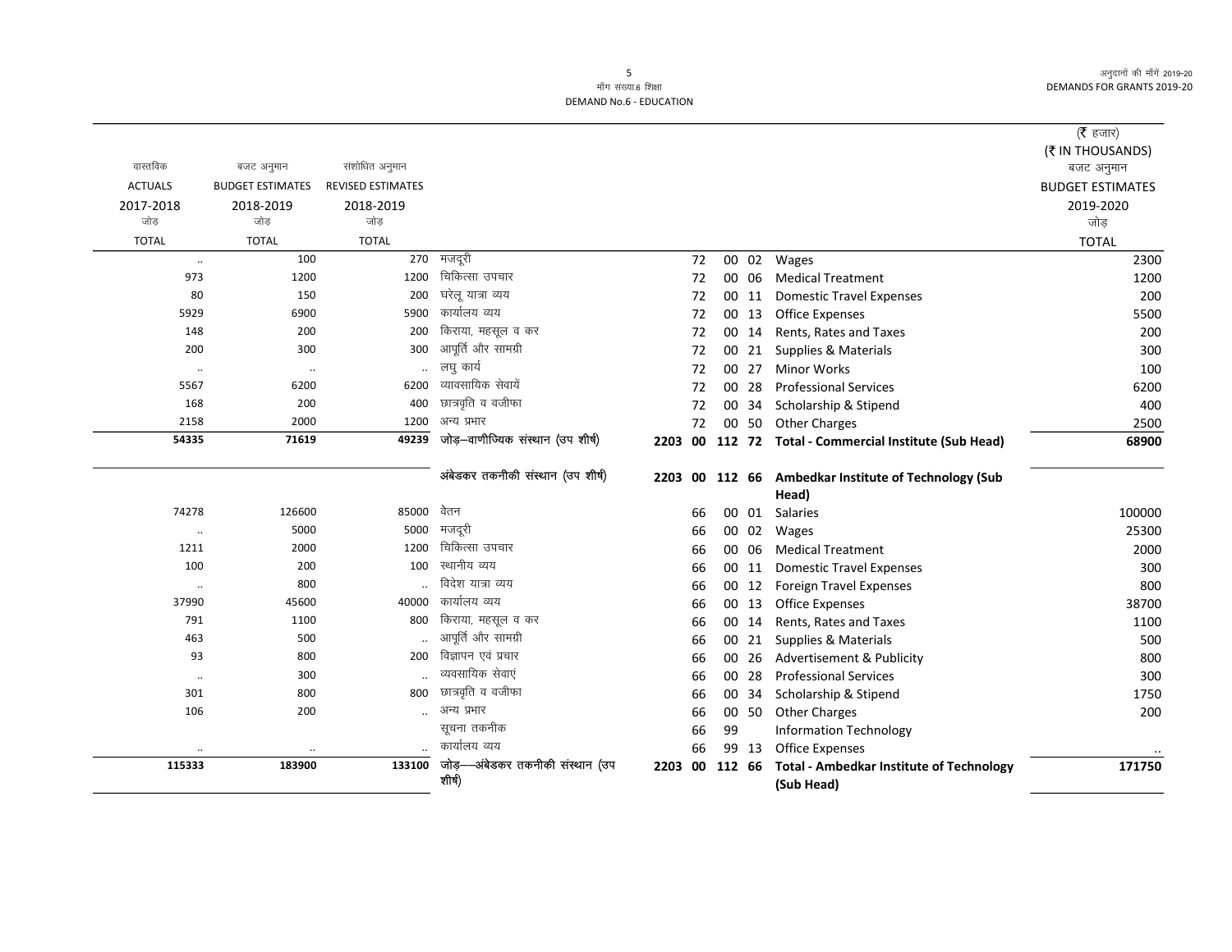| वास्तविक ACTUALS 2017-2018 जोड़ TOTAL | बजट अनुमान BUDGET ESTIMATES 2018-2019 जोड़ TOTAL | संशोधित अनुमान REVISED ESTIMATES 2018-2019 जोड़ TOTAL | | | | | | | (₹ हजार) (₹ IN THOUSANDS) बजट अनुमान BUDGET ESTIMATES 2019-2020 जोड़ TOTAL |
|---|---|---|---|---|---|---|---|---|---|
| .. | 100 | 270 | मजदूरी | | 72 | 00 | 02 | Wages | 2300 |
| 973 | 1200 | 1200 | चिकित्सा उपचार | | 72 | 00 | 06 | Medical Treatment | 1200 |
| 80 | 150 | 200 | घरेलू यात्रा व्यय | | 72 | 00 | 11 | Domestic Travel Expenses | 200 |
| 5929 | 6900 | 5900 | कार्यालय व्यय | | 72 | 00 | 13 | Office Expenses | 5500 |
| 148 | 200 | 200 | किराया, महसूल व कर | | 72 | 00 | 14 | Rents, Rates and Taxes | 200 |
| 200 | 300 | 300 | आपूर्ति और सामग्री | | 72 | 00 | 21 | Supplies & Materials | 300 |
| .. | .. | .. | लघु कार्य | | 72 | 00 | 27 | Minor Works | 100 |
| 5567 | 6200 | 6200 | व्यावसायिक सेवायें | | 72 | 00 | 28 | Professional Services | 6200 |
| 168 | 200 | 400 | छात्रवृति व वजीफा | | 72 | 00 | 34 | Scholarship & Stipend | 400 |
| 2158 | 2000 | 1200 | अन्य प्रभार | | 72 | 00 | 50 | Other Charges | 2500 |
| **54335** | **71619** | **49239** | **जोड़–वाणीज्यिक संस्थान (उप शीर्ष)** | **2203** | **00** | **112** | **72** | **Total - Commercial Institute (Sub Head)** | **68900** |
| | | | **अंबेडकर तकनीकी संस्थान (उप शीर्ष)** | **2203** | **00** | **112** | **66** | **Ambedkar Institute of Technology (Sub Head)** | |
| 74278 | 126600 | 85000 | वेतन | | 66 | 00 | 01 | Salaries | 100000 |
| .. | 5000 | 5000 | मजदूरी | | 66 | 00 | 02 | Wages | 25300 |
| 1211 | 2000 | 1200 | चिकित्सा उपचार | | 66 | 00 | 06 | Medical Treatment | 2000 |
| 100 | 200 | 100 | स्थानीय व्यय | | 66 | 00 | 11 | Domestic Travel Expenses | 300 |
| .. | 800 | .. | विदेश यात्रा व्यय | | 66 | 00 | 12 | Foreign Travel Expenses | 800 |
| 37990 | 45600 | 40000 | कार्यालय व्यय | | 66 | 00 | 13 | Office Expenses | 38700 |
| 791 | 1100 | 800 | किराया, महसूल व कर | | 66 | 00 | 14 | Rents, Rates and Taxes | 1100 |
| 463 | 500 | .. | आपूर्ति और सामग्री | | 66 | 00 | 21 | Supplies & Materials | 500 |
| 93 | 800 | 200 | विज्ञापन एवं प्रचार | | 66 | 00 | 26 | Advertisement & Publicity | 800 |
| .. | 300 | .. | व्यवसायिक सेवाएं | | 66 | 00 | 28 | Professional Services | 300 |
| 301 | 800 | 800 | छात्रवृति व वजीफा | | 66 | 00 | 34 | Scholarship & Stipend | 1750 |
| 106 | 200 | .. | अन्य प्रभार | | 66 | 00 | 50 | Other Charges | 200 |
| | | | सूचना तकनीक | | 66 | 99 | | Information Technology | |
| .. | .. | .. | कार्यालय व्यय | | 66 | 99 | 13 | Office Expenses | .. |
| **115333** | **183900** | **133100** | **जोड़––अंबेडकर तकनीकी संस्थान (उप शीर्ष)** | **2203** | **00** | **112** | **66** | **Total - Ambedkar Institute of Technology (Sub Head)** | **171750** |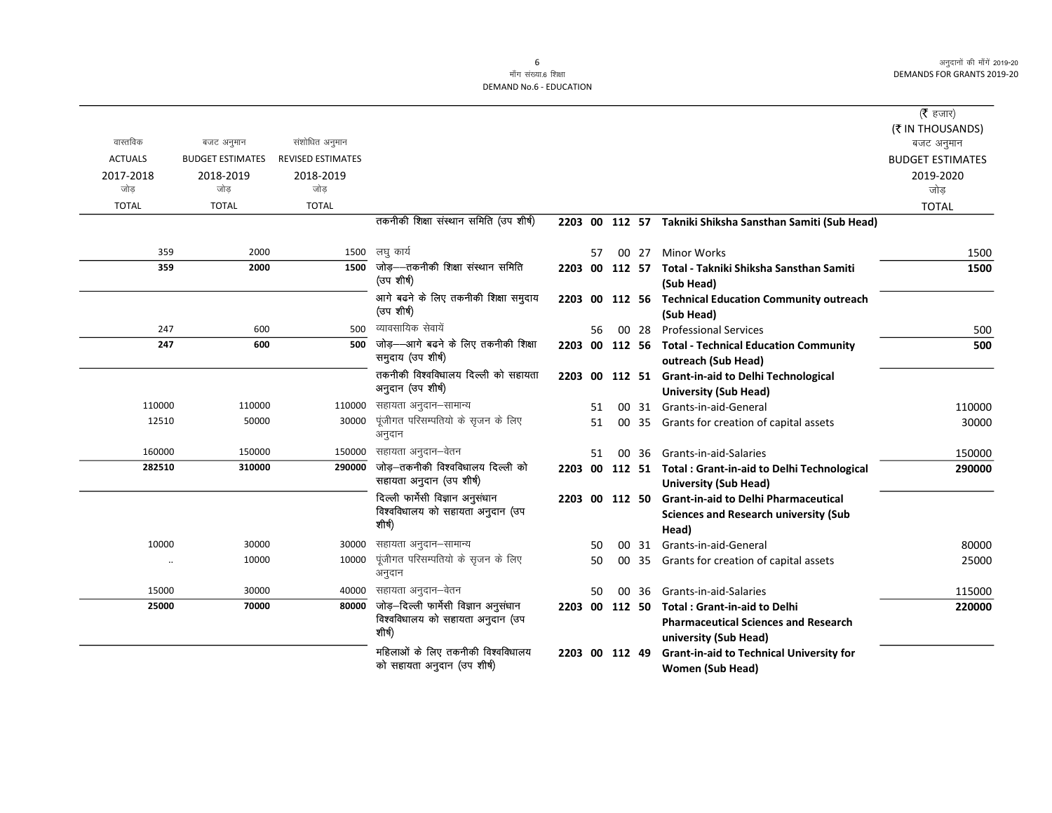मॉंग संख्या.6 शिक्षा
DEMAND No.6 - EDUCATION

अनुदानों की मॉंगें 2019-20
DEMANDS FOR GRANTS 2019-20

| वास्तविक ACTUALS 2017-2018 जोड़ TOTAL | बजट अनुमान BUDGET ESTIMATES 2018-2019 जोड़ TOTAL | संशोधित अनुमान REVISED ESTIMATES 2018-2019 जोड़ TOTAL | | | | | | | (₹ हजार) (₹ IN THOUSANDS) बजट अनुमान BUDGET ESTIMATES 2019-2020 जोड़ TOTAL |
|---|---|---|---|---|---|---|---|---|---|
| | | | तकनीकी शिक्षा संस्थान समिति (उप शीर्ष) | 2203 | 00 | 112 | 57 | **Takniki Shiksha Sansthan Samiti (Sub Head)** | |
| 359 | 2000 | 1500 | लघु कार्य | | 57 | 00 | 27 | Minor Works | 1500 |
| **359** | **2000** | **1500** | जोड़—तकनीकी शिक्षा संस्थान समिति (उप शीर्ष) | 2203 | 00 | 112 | 57 | **Total - Takniki Shiksha Sansthan Samiti (Sub Head)** | **1500** |
| | | | आगे बढने के लिए तकनीकी शिक्षा समुदाय (उप शीर्ष) | 2203 | 00 | 112 | 56 | **Technical Education Community outreach (Sub Head)** | |
| 247 | 600 | 500 | व्यावसायिक सेवायें | | 56 | 00 | 28 | Professional Services | 500 |
| **247** | **600** | **500** | जोड़—आगे बढने के लिए तकनीकी शिक्षा समुदाय (उप शीर्ष) | 2203 | 00 | 112 | 56 | **Total - Technical Education Community outreach (Sub Head)** | **500** |
| | | | तकनीकी विश्वविधालय दिल्ली को सहायता अनुदान (उप शीर्ष) | 2203 | 00 | 112 | 51 | **Grant-in-aid to Delhi Technological University (Sub Head)** | |
| 110000 | 110000 | 110000 | सहायता अनुदान–सामान्य | | 51 | 00 | 31 | Grants-in-aid-General | 110000 |
| 12510 | 50000 | 30000 | पूंजीगत परिसम्पतियो के सृजन के लिए अनुदान | | 51 | 00 | 35 | Grants for creation of capital assets | 30000 |
| 160000 | 150000 | 150000 | सहायता अनुदान–वेतन | | 51 | 00 | 36 | Grants-in-aid-Salaries | 150000 |
| **282510** | **310000** | **290000** | जोड़–तकनीकी विश्वविधालय दिल्ली को सहायता अनुदान (उप शीर्ष) | 2203 | 00 | 112 | 51 | **Total : Grant-in-aid to Delhi Technological University (Sub Head)** | **290000** |
| | | | दिल्ली फार्मेसी विज्ञान अनुसंधान विश्वविधालय को सहायता अनुदान (उप शीर्ष) | 2203 | 00 | 112 | 50 | **Grant-in-aid to Delhi Pharmaceutical Sciences and Research university (Sub Head)** | |
| 10000 | 30000 | 30000 | सहायता अनुदान–सामान्य | | 50 | 00 | 31 | Grants-in-aid-General | 80000 |
| .. | 10000 | 10000 | पूंजीगत परिसम्पतियो के सृजन के लिए अनुदान | | 50 | 00 | 35 | Grants for creation of capital assets | 25000 |
| 15000 | 30000 | 40000 | सहायता अनुदान–वेतन | | 50 | 00 | 36 | Grants-in-aid-Salaries | 115000 |
| **25000** | **70000** | **80000** | जोड़–दिल्ली फार्मेसी विज्ञान अनुसंधान विश्वविधालय को सहायता अनुदान (उप शीर्ष) | 2203 | 00 | 112 | 50 | **Total : Grant-in-aid to Delhi Pharmaceutical Sciences and Research university (Sub Head)** | **220000** |
| | | | महिलाओं के लिए तकनीकी विश्वविधालय को सहायता अनुदान (उप शीर्ष) | 2203 | 00 | 112 | 49 | **Grant-in-aid to Technical University for Women (Sub Head)** | |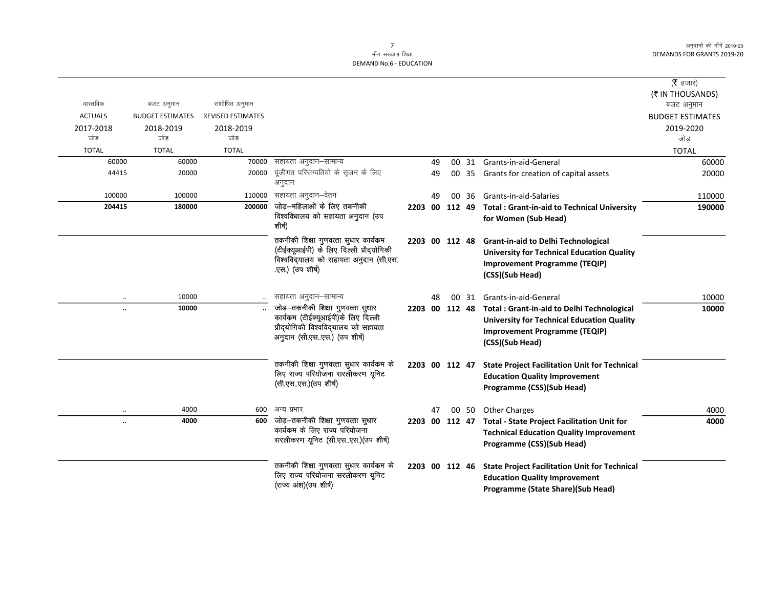# माँग संख्या.6 शिक्षा
# DEMAND No.6 - EDUCATION

(₹ हजार)
(₹ IN THOUSANDS)

| वास्तविक ACTUALS 2017-2018 जोड़ TOTAL | बजट अनुमान BUDGET ESTIMATES 2018-2019 जोड़ TOTAL | संशोधित अनुमान REVISED ESTIMATES 2018-2019 जोड़ TOTAL | | | | बजट अनुमान BUDGET ESTIMATES 2019-2020 जोड़ TOTAL |
|---|---|---|---|---|---|---|
| 60000 | 60000 | 70000 | सहायता अनुदान–सामान्य | 49 00 31 | Grants-in-aid-General | 60000 |
| 44415 | 20000 | 20000 | पूंजीगत परिसम्पतियो के सृजन के लिए अनुदान | 49 00 35 | Grants for creation of capital assets | 20000 |
| 100000 | 100000 | 110000 | सहायता अनुदान–वेतन | 49 00 36 | Grants-in-aid-Salaries | 110000 |
| **204415** | **180000** | **200000** | जोड़–महिलाओं के लिए तकनीकी विश्वविधालय को सहायता अनुदान (उप शीर्ष) | **2203 00 112 49** | **Total : Grant-in-aid to Technical University for Women (Sub Head)** | **190000** |
| | | | तकनीकी शिक्षा गुणवत्ता सुधार कार्यक्रम (टीईक्यूआईपी) के लिए दिल्ली प्रौद्योगिकी विश्वविद्यालय को सहायता अनुदान (सी.एस..एस.) (उप शीर्ष) | **2203 00 112 48** | **Grant-in-aid to Delhi Technological University for Technical Education Quality Improvement Programme (TEQIP) (CSS)(Sub Head)** | |
| .. | 10000 | .. | सहायता अनुदान–सामान्य | 48 00 31 | Grants-in-aid-General | 10000 |
| **..** | **10000** | **..** | जोड़–तकनीकी शिक्षा गुणवत्ता सुधार कार्यक्रम (टीईक्यूआईपी)के लिए दिल्ली प्रौद्योगिकी विश्वविद्यालय को सहायता अनुदान (सी.एस..एस.) (उप शीर्ष) | **2203 00 112 48** | **Total : Grant-in-aid to Delhi Technological University for Technical Education Quality Improvement Programme (TEQIP) (CSS)(Sub Head)** | **10000** |
| | | | तकनीकी शिक्षा गुणवत्ता सुधार कार्यक्रम के लिए राज्य परियोजना सरलीकरण यूनिट (सी.एस..एस.)(उप शीर्ष) | **2203 00 112 47** | **State Project Facilitation Unit for Technical Education Quality Improvement Programme (CSS)(Sub Head)** | |
| .. | 4000 | 600 | अन्य प्रभार | 47 00 50 | Other Charges | 4000 |
| **..** | **4000** | **600** | जोड़–तकनीकी शिक्षा गुणवत्ता सुधार कार्यक्रम के लिए राज्य परियोजना सरलीकरण यूनिट (सी.एस..एस.)(उप शीर्ष) | **2203 00 112 47** | **Total - State Project Facilitation Unit for Technical Education Quality Improvement Programme (CSS)(Sub Head)** | **4000** |
| | | | तकनीकी शिक्षा गुणवत्ता सुधार कार्यक्रम के लिए राज्य परियोजना सरलीकरण यूनिट (राज्य अंश)(उप शीर्ष) | **2203 00 112 46** | **State Project Facilitation Unit for Technical Education Quality Improvement Programme (State Share)(Sub Head)** | |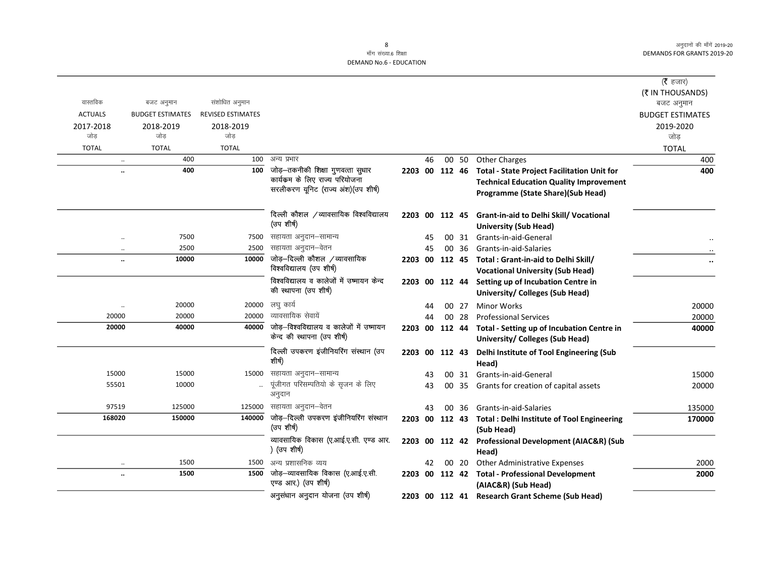**मॉंग संख्या.6 शिक्षा**
**DEMAND No.6 - EDUCATION**

(₹ हजार)
(₹ IN THOUSANDS)

| वास्तविक ACTUALS 2017-2018 जोड़ TOTAL | बजट अनुमान BUDGET ESTIMATES 2018-2019 जोड़ TOTAL | संशोधित अनुमान REVISED ESTIMATES 2018-2019 जोड़ TOTAL | | | | बजट अनुमान BUDGET ESTIMATES 2019-2020 जोड़ TOTAL |
|---|---|---|---|---|---|---|
| .. | 400 | 100 | अन्य प्रभार | 46 00 50 | Other Charges | 400 |
| **..** | **400** | **100** | जोड़–तकनीकी शिक्षा गुणवत्ता सुधार कार्यक्रम के लिए राज्य परियोजना सरलीकरण यूनिट (राज्य अंश)(उप शीर्ष) | **2203 00 112 46** | **Total - State Project Facilitation Unit for Technical Education Quality Improvement Programme (State Share)(Sub Head)** | **400** |
| | | | दिल्ली कौशल /व्यावसायिक विश्वविद्यालय (उप शीर्ष) | **2203 00 112 45** | **Grant-in-aid to Delhi Skill/ Vocational University (Sub Head)** | |
| .. | 7500 | 7500 | सहायता अनुदान–सामान्य | 45 00 31 | Grants-in-aid-General | .. |
| .. | 2500 | 2500 | सहायता अनुदान–वेतन | 45 00 36 | Grants-in-aid-Salaries | .. |
| **..** | **10000** | **10000** | जोड़–दिल्ली कौशल /व्यावसायिक विश्वविद्यालय (उप शीर्ष) | **2203 00 112 45** | **Total : Grant-in-aid to Delhi Skill/ Vocational University (Sub Head)** | **..** |
| | | | विश्वविद्यालय व कालेजों में उष्मायन केन्द की स्थापना (उप शीर्ष) | **2203 00 112 44** | **Setting up of Incubation Centre in University/ Colleges (Sub Head)** | |
| .. | 20000 | 20000 | लघु कार्य | 44 00 27 | Minor Works | 20000 |
| 20000 | 20000 | 20000 | व्यावसायिक सेवायें | 44 00 28 | Professional Services | 20000 |
| **20000** | **40000** | **40000** | जोड़–विश्वविद्यालय व कालेजों में उष्मायन केन्द की स्थापना (उप शीर्ष) | **2203 00 112 44** | **Total - Setting up of Incubation Centre in University/ Colleges (Sub Head)** | **40000** |
| | | | दिल्ली उपकरण इंजीनियरिंग संस्थान (उप शीर्ष) | **2203 00 112 43** | **Delhi Institute of Tool Engineering (Sub Head)** | |
| 15000 | 15000 | 15000 | सहायता अनुदान–सामान्य | 43 00 31 | Grants-in-aid-General | 15000 |
| 55501 | 10000 | .. | पूंजीगत परिसम्पतियो के सृजन के लिए अनुदान | 43 00 35 | Grants for creation of capital assets | 20000 |
| 97519 | 125000 | 125000 | सहायता अनुदान–वेतन | 43 00 36 | Grants-in-aid-Salaries | 135000 |
| **168020** | **150000** | **140000** | जोड़–दिल्ली उपकरण इंजीनियरिंग संस्थान (उप शीर्ष) | **2203 00 112 43** | **Total : Delhi Institute of Tool Engineering (Sub Head)** | **170000** |
| | | | व्यावसायिक विकास (ए.आई.ए.सी. एण्ड आर. ) (उप शीर्ष) | **2203 00 112 42** | **Professional Development (AIAC&R) (Sub Head)** | |
| .. | 1500 | 1500 | अन्य प्रशासनिक व्यय | 42 00 20 | Other Administrative Expenses | 2000 |
| **..** | **1500** | **1500** | जोड़–व्यावसायिक विकास (ए.आई.ए.सी. एण्ड आर.) (उप शीर्ष) | **2203 00 112 42** | **Total - Professional Development (AIAC&R) (Sub Head)** | **2000** |
| | | | अनुसंधान अनुदान योजना (उप शीर्ष) | **2203 00 112 41** | **Research Grant Scheme (Sub Head)** | |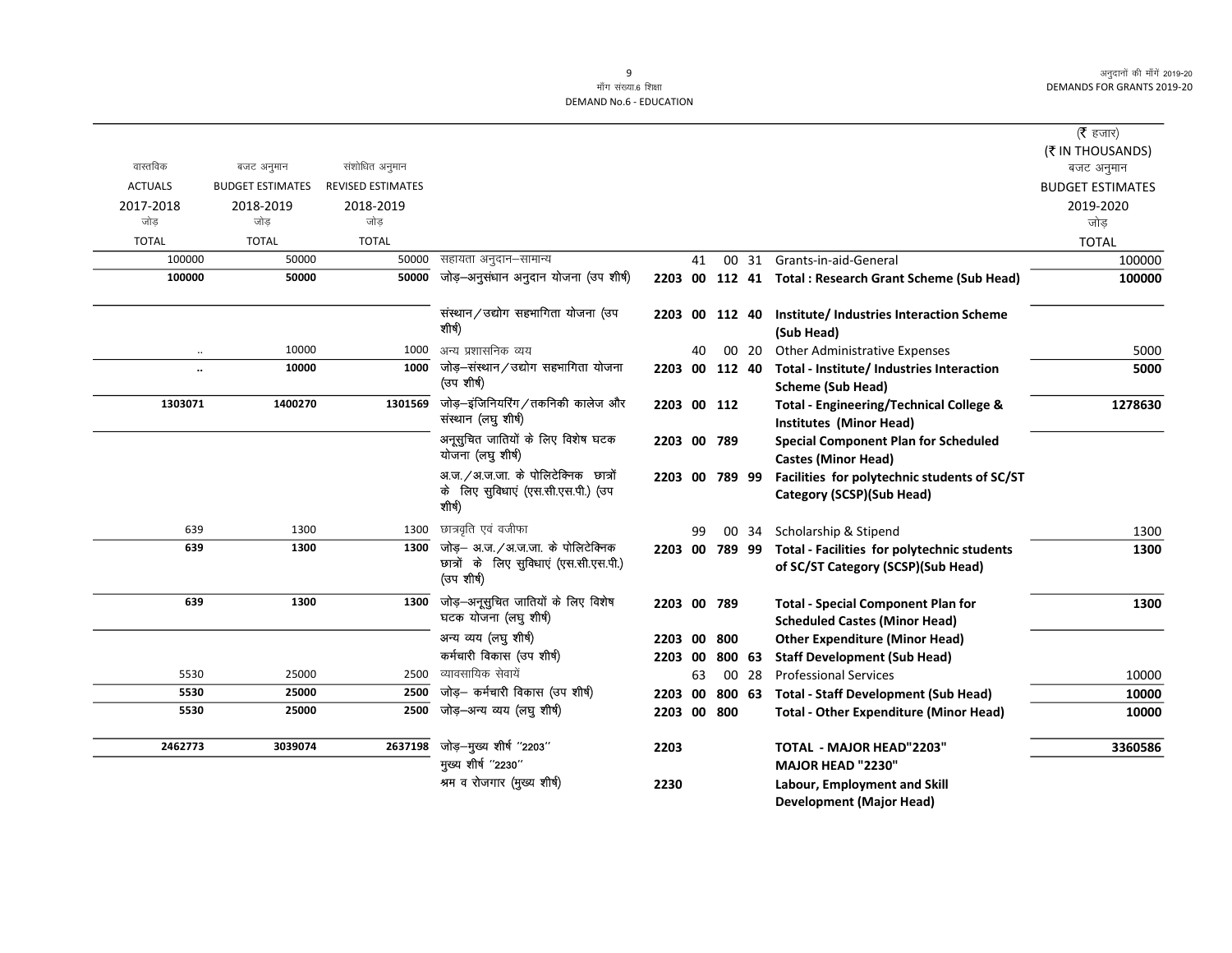मॉंग संख्या.6 शिक्षा
DEMAND No.6 - EDUCATION

| वास्तविक ACTUALS 2017-2018 जोड़ TOTAL | बजट अनुमान BUDGET ESTIMATES 2018-2019 जोड़ TOTAL | संशोधित अनुमान REVISED ESTIMATES 2018-2019 जोड़ TOTAL | | | | | | | (₹ हजार) (₹ IN THOUSANDS) बजट अनुमान BUDGET ESTIMATES 2019-2020 जोड़ TOTAL |
|---|---|---|---|---|---|---|---|---|---|
| 100000 | 50000 | 50000 | सहायता अनुदान–सामान्य | | 41 | 00 | 31 | Grants-in-aid-General | 100000 |
| **100000** | **50000** | **50000** | जोड़–अनुसंधान अनुदान योजना (उप शीर्ष) | **2203** | **00** | **112** | **41** | **Total : Research Grant Scheme (Sub Head)** | **100000** |
| | | | संस्थान/उद्योग सहभागिता योजना (उप शीर्ष) | **2203** | **00** | **112** | **40** | **Institute/ Industries Interaction Scheme (Sub Head)** | |
| .. | 10000 | 1000 | अन्य प्रशासनिक व्यय | | 40 | 00 | 20 | Other Administrative Expenses | 5000 |
| **..** | **10000** | **1000** | जोड़–संस्थान/उद्योग सहभागिता योजना (उप शीर्ष) | **2203** | **00** | **112** | **40** | **Total - Institute/ Industries Interaction Scheme (Sub Head)** | **5000** |
| **1303071** | **1400270** | **1301569** | जोड़–इंजिनियरिंग/तकनिकी कालेज और संस्थान (लघु शीर्ष) | **2203** | **00** | **112** | | **Total - Engineering/Technical College & Institutes (Minor Head)** | **1278630** |
| | | | अनूसुचित जातियों के लिए विशेष घटक योजना (लघु शीर्ष) | **2203** | **00** | **789** | | **Special Component Plan for Scheduled Castes (Minor Head)** | |
| | | | अ.ज./अ.ज.जा. के पोलिटेक्निक छात्रों के लिए सुविधाएं (एस.सी.एस.पी.) (उप शीर्ष) | **2203** | **00** | **789** | **99** | **Facilities for polytechnic students of SC/ST Category (SCSP)(Sub Head)** | |
| 639 | 1300 | 1300 | छात्रवृति एवं वजीफा | | 99 | 00 | 34 | Scholarship & Stipend | 1300 |
| **639** | **1300** | **1300** | जोड़– अ.ज./अ.ज.जा. के पोलिटेक्निक छात्रों के लिए सुविधाएं (एस.सी.एस.पी.) (उप शीर्ष) | **2203** | **00** | **789** | **99** | **Total - Facilities for polytechnic students of SC/ST Category (SCSP)(Sub Head)** | **1300** |
| **639** | **1300** | **1300** | जोड़–अनूसुचित जातियों के लिए विशेष घटक योजना (लघु शीर्ष) | **2203** | **00** | **789** | | **Total - Special Component Plan for Scheduled Castes (Minor Head)** | **1300** |
| | | | अन्य व्यय (लघु शीर्ष) | **2203** | **00** | **800** | | **Other Expenditure (Minor Head)** | |
| | | | कर्मचारी विकास (उप शीर्ष) | **2203** | **00** | **800** | **63** | **Staff Development (Sub Head)** | |
| 5530 | 25000 | 2500 | व्यावसायिक सेवायें | | 63 | 00 | 28 | Professional Services | 10000 |
| **5530** | **25000** | **2500** | जोड़– कर्मचारी विकास (उप शीर्ष) | **2203** | **00** | **800** | **63** | **Total - Staff Development (Sub Head)** | **10000** |
| **5530** | **25000** | **2500** | जोड़–अन्य व्यय (लघु शीर्ष) | **2203** | **00** | **800** | | **Total - Other Expenditure (Minor Head)** | **10000** |
| **2462773** | **3039074** | **2637198** | जोड़–मुख्य शीर्ष "2203" | **2203** | | | | **TOTAL - MAJOR HEAD"2203"** | **3360586** |
| | | | मुख्य शीर्ष "2230" | | | | | **MAJOR HEAD "2230"** | |
| | | | श्रम व रोजगार (मुख्य शीर्ष) | **2230** | | | | **Labour, Employment and Skill Development (Major Head)** | |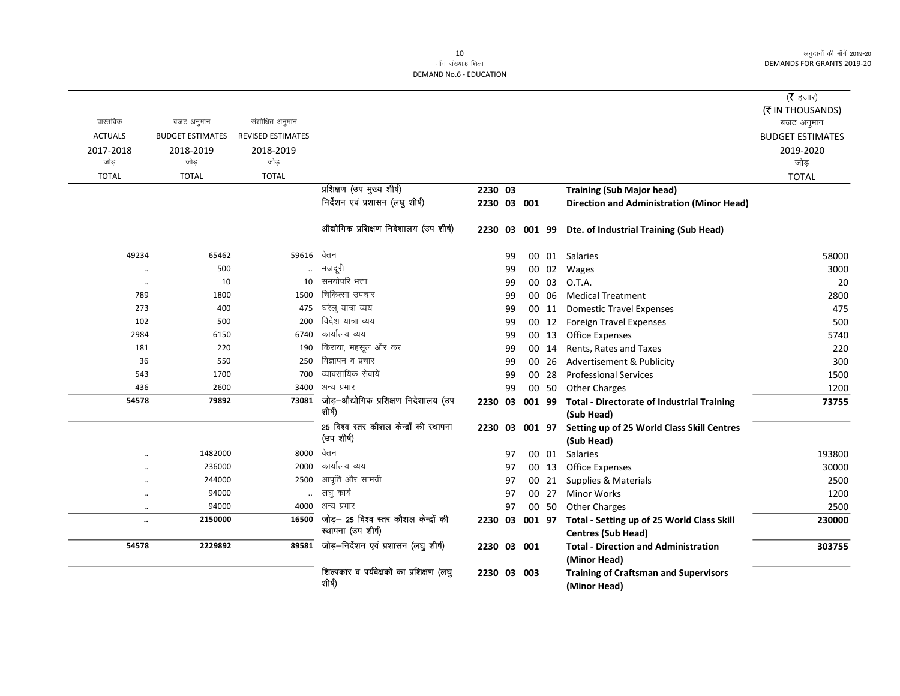माँग संख्या.6 शिक्षा
DEMAND No.6 - EDUCATION

(₹ हजार)
(₹ IN THOUSANDS)

| वास्तविक ACTUALS 2017-2018 जोड़ TOTAL | बजट अनुमान BUDGET ESTIMATES 2018-2019 जोड़ TOTAL | संशोधित अनुमान REVISED ESTIMATES 2018-2019 जोड़ TOTAL | | | | | | | बजट अनुमान BUDGET ESTIMATES 2019-2020 जोड़ TOTAL |
|---|---|---|---|---|---|---|---|---|---|
| | | | प्रशिक्षण (उप मुख्य शीर्ष) | 2230 | 03 | | | **Training (Sub Major head)** | |
| | | | निर्देशन एवं प्रशासन (लघु शीर्ष) | 2230 | 03 | 001 | | **Direction and Administration (Minor Head)** | |
| | | | औद्योगिक प्रशिक्षण निदेशालय (उप शीर्ष) | 2230 | 03 | 001 | 99 | **Dte. of Industrial Training (Sub Head)** | |
| 49234 | 65462 | 59616 | वेतन | | 99 | 00 | 01 | Salaries | 58000 |
| .. | 500 | .. | मजदूरी | | 99 | 00 | 02 | Wages | 3000 |
| .. | 10 | 10 | समयोपरि भत्ता | | 99 | 00 | 03 | O.T.A. | 20 |
| 789 | 1800 | 1500 | चिकित्सा उपचार | | 99 | 00 | 06 | Medical Treatment | 2800 |
| 273 | 400 | 475 | घरेलू यात्रा व्यय | | 99 | 00 | 11 | Domestic Travel Expenses | 475 |
| 102 | 500 | 200 | विदेश यात्रा व्यय | | 99 | 00 | 12 | Foreign Travel Expenses | 500 |
| 2984 | 6150 | 6740 | कार्यालय व्यय | | 99 | 00 | 13 | Office Expenses | 5740 |
| 181 | 220 | 190 | किराया, महसूल और कर | | 99 | 00 | 14 | Rents, Rates and Taxes | 220 |
| 36 | 550 | 250 | विज्ञापन व प्रचार | | 99 | 00 | 26 | Advertisement & Publicity | 300 |
| 543 | 1700 | 700 | व्यावसायिक सेवायें | | 99 | 00 | 28 | Professional Services | 1500 |
| 436 | 2600 | 3400 | अन्य प्रभार | | 99 | 00 | 50 | Other Charges | 1200 |
| **54578** | **79892** | **73081** | जोड़–औद्योगिक प्रशिक्षण निदेशालय (उप शीर्ष) | 2230 | 03 | 001 | 99 | **Total - Directorate of Industrial Training (Sub Head)** | **73755** |
| | | | 25 विश्व स्तर कौशल केन्द्रों की स्थापना (उप शीर्ष) | 2230 | 03 | 001 | 97 | **Setting up of 25 World Class Skill Centres (Sub Head)** | |
| .. | 1482000 | 8000 | वेतन | | 97 | 00 | 01 | Salaries | 193800 |
| .. | 236000 | 2000 | कार्यालय व्यय | | 97 | 00 | 13 | Office Expenses | 30000 |
| .. | 244000 | 2500 | आपूर्ति और सामग्री | | 97 | 00 | 21 | Supplies & Materials | 2500 |
| .. | 94000 | .. | लघु कार्य | | 97 | 00 | 27 | Minor Works | 1200 |
| .. | 94000 | 4000 | अन्य प्रभार | | 97 | 00 | 50 | Other Charges | 2500 |
| **..** | **2150000** | **16500** | जोड़– 25 विश्व स्तर कौशल केन्द्रों की स्थापना (उप शीर्ष) | 2230 | 03 | 001 | 97 | **Total - Setting up of 25 World Class Skill Centres (Sub Head)** | **230000** |
| **54578** | **2229892** | **89581** | जोड़–निर्देशन एवं प्रशासन (लघु शीर्ष) | 2230 | 03 | 001 | | **Total - Direction and Administration (Minor Head)** | **303755** |
| | | | शिल्पकार व पर्यवेक्षकों का प्रशिक्षण (लघु शीर्ष) | 2230 | 03 | 003 | | **Training of Craftsman and Supervisors (Minor Head)** | |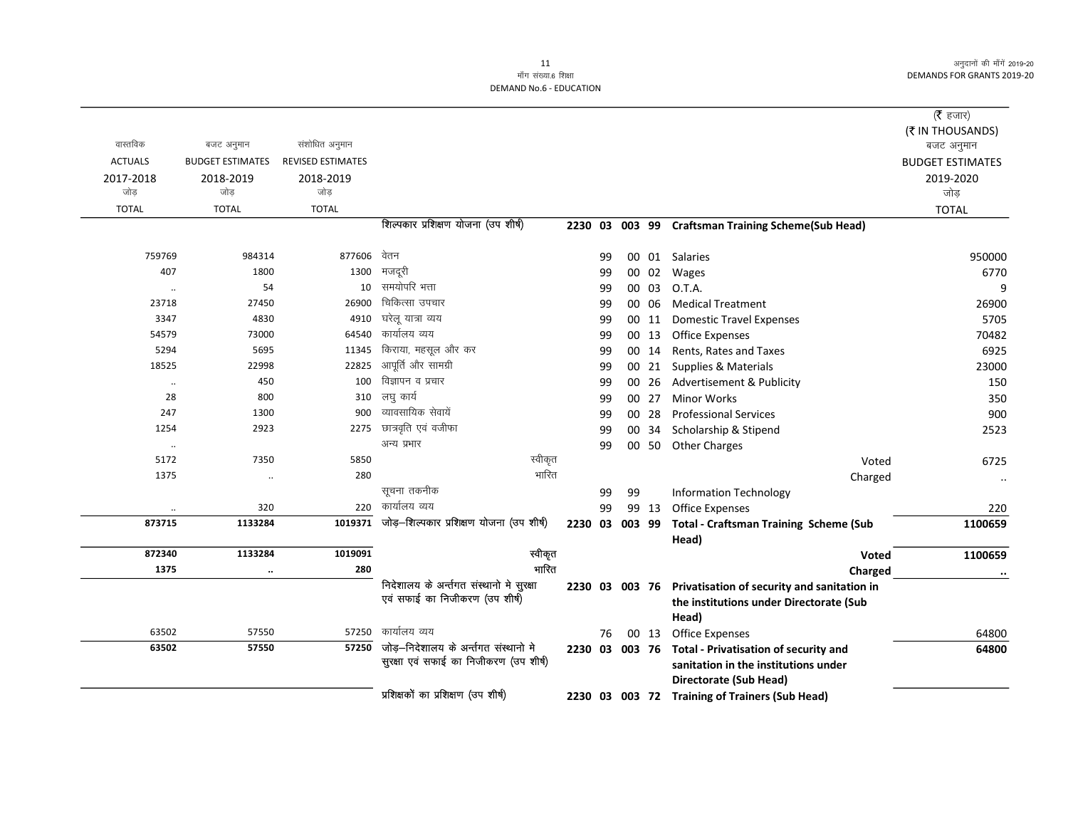माँग संख्या.6 शिक्षा
DEMAND No.6 - EDUCATION

अनुदानों की माँगें 2019-20
DEMANDS FOR GRANTS 2019-20

(₹ हजार)
(₹ IN THOUSANDS)

| वास्तविक ACTUALS 2017-2018 जोड़ TOTAL | बजट अनुमान BUDGET ESTIMATES 2018-2019 जोड़ TOTAL | संशोधित अनुमान REVISED ESTIMATES 2018-2019 जोड़ TOTAL | | | | | | | बजट अनुमान BUDGET ESTIMATES 2019-2020 जोड़ TOTAL |
|---|---|---|---|---|---|---|---|---|---|
| | | | शिल्पकार प्रशिक्षण योजना (उप शीर्ष) | 2230 | 03 | 003 | 99 | **Craftsman Training Scheme(Sub Head)** | |
| 759769 | 984314 | 877606 | वेतन | | 99 | 00 | 01 | Salaries | 950000 |
| 407 | 1800 | 1300 | मजदूरी | | 99 | 00 | 02 | Wages | 6770 |
| .. | 54 | 10 | समयोपरि भत्ता | | 99 | 00 | 03 | O.T.A. | 9 |
| 23718 | 27450 | 26900 | चिकित्सा उपचार | | 99 | 00 | 06 | Medical Treatment | 26900 |
| 3347 | 4830 | 4910 | घरेलू यात्रा व्यय | | 99 | 00 | 11 | Domestic Travel Expenses | 5705 |
| 54579 | 73000 | 64540 | कार्यालय व्यय | | 99 | 00 | 13 | Office Expenses | 70482 |
| 5294 | 5695 | 11345 | किराया, महसूल और कर | | 99 | 00 | 14 | Rents, Rates and Taxes | 6925 |
| 18525 | 22998 | 22825 | आपूर्ति और सामग्री | | 99 | 00 | 21 | Supplies & Materials | 23000 |
| .. | 450 | 100 | विज्ञापन व प्रचार | | 99 | 00 | 26 | Advertisement & Publicity | 150 |
| 28 | 800 | 310 | लघु कार्य | | 99 | 00 | 27 | Minor Works | 350 |
| 247 | 1300 | 900 | व्यावसायिक सेवायें | | 99 | 00 | 28 | Professional Services | 900 |
| 1254 | 2923 | 2275 | छात्रवृति एवं वजीफा | | 99 | 00 | 34 | Scholarship & Stipend | 2523 |
| .. | | | अन्य प्रभार | | 99 | 00 | 50 | Other Charges | |
| 5172 | 7350 | 5850 | स्वीकृत | | | | | Voted | 6725 |
| 1375 | .. | 280 | भारित | | | | | Charged | .. |
| | | | सूचना तकनीक | | 99 | 99 | | Information Technology | |
| .. | 320 | 220 | कार्यालय व्यय | | 99 | 99 | 13 | Office Expenses | 220 |
| **873715** | **1133284** | **1019371** | जोड़–शिल्पकार प्रशिक्षण योजना (उप शीर्ष) | 2230 | 03 | 003 | 99 | **Total - Craftsman Training Scheme (Sub Head)** | **1100659** |
| **872340** | **1133284** | **1019091** | स्वीकृत | | | | | **Voted** | **1100659** |
| **1375** | **..** | **280** | भारित | | | | | **Charged** | **..** |
| | | | निदेशालय के अन्तर्गत संस्थानो मे सुरक्षा एवं सफाई का निजीकरण (उप शीर्ष) | 2230 | 03 | 003 | 76 | **Privatisation of security and sanitation in the institutions under Directorate (Sub Head)** | |
| 63502 | 57550 | 57250 | कार्यालय व्यय | | 76 | 00 | 13 | Office Expenses | 64800 |
| **63502** | **57550** | **57250** | जोड़–निदेशालय के अन्तर्गत संस्थानो मे सुरक्षा एवं सफाई का निजीकरण (उप शीर्ष) | 2230 | 03 | 003 | 76 | **Total - Privatisation of security and sanitation in the institutions under Directorate (Sub Head)** | **64800** |
| | | | प्रशिक्षकों का प्रशिक्षण (उप शीर्ष) | 2230 | 03 | 003 | 72 | **Training of Trainers (Sub Head)** | |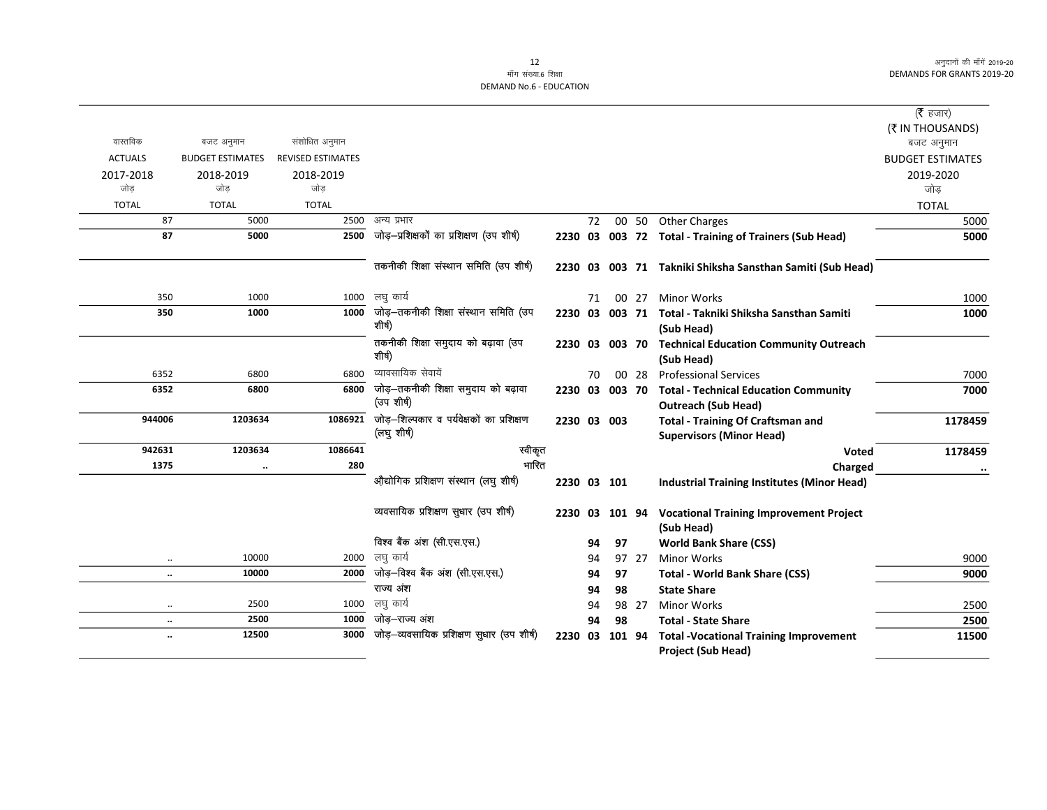मॉंग संख्या.6 शिक्षा
DEMAND No.6 - EDUCATION

| वास्तविक ACTUALS 2017-2018 जोड़ TOTAL | बजट अनुमान BUDGET ESTIMATES 2018-2019 जोड़ TOTAL | संशोधित अनुमान REVISED ESTIMATES 2018-2019 जोड़ TOTAL | | | | | | | (₹ हजार) (₹ IN THOUSANDS) बजट अनुमान BUDGET ESTIMATES 2019-2020 जोड़ TOTAL |
|---|---|---|---|---|---|---|---|---|---|
| 87 | 5000 | 2500 | अन्य प्रभार | | 72 | 00 | 50 | Other Charges | 5000 |
| **87** | **5000** | **2500** | जोड़–प्रशिक्षकों का प्रशिक्षण (उप शीर्ष) | **2230** | **03** | **003** | **72** | **Total - Training of Trainers (Sub Head)** | **5000** |
| | | | तकनीकी शिक्षा संस्थान समिति (उप शीर्ष) | **2230** | **03** | **003** | **71** | **Takniki Shiksha Sansthan Samiti (Sub Head)** | |
| 350 | 1000 | 1000 | लघु कार्य | | 71 | 00 | 27 | Minor Works | 1000 |
| **350** | **1000** | **1000** | जोड़–तकनीकी शिक्षा संस्थान समिति (उप शीर्ष) | **2230** | **03** | **003** | **71** | **Total - Takniki Shiksha Sansthan Samiti (Sub Head)** | **1000** |
| | | | तकनीकी शिक्षा समुदाय को बढ़ावा (उप शीर्ष) | **2230** | **03** | **003** | **70** | **Technical Education Community Outreach (Sub Head)** | |
| 6352 | 6800 | 6800 | व्यावसायिक सेवायें | | 70 | 00 | 28 | Professional Services | 7000 |
| **6352** | **6800** | **6800** | जोड़–तकनीकी शिक्षा समुदाय को बढ़ावा (उप शीर्ष) | **2230** | **03** | **003** | **70** | **Total - Technical Education Community Outreach (Sub Head)** | **7000** |
| **944006** | **1203634** | **1086921** | जोड़–शिल्पकार व पर्यवेक्षकों का प्रशिक्षण (लघु शीर्ष) | **2230** | **03** | **003** | | **Total - Training Of Craftsman and Supervisors (Minor Head)** | **1178459** |
| **942631** | **1203634** | **1086641** | स्वीकृत | | | | | **Voted** | **1178459** |
| **1375** | **..** | **280** | भारित | | | | | **Charged** | **..** |
| | | | औद्योगिक प्रशिक्षण संस्थान (लघु शीर्ष) | **2230** | **03** | **101** | | **Industrial Training Institutes (Minor Head)** | |
| | | | व्यवसायिक प्रशिक्षण सुधार (उप शीर्ष) | **2230** | **03** | **101** | **94** | **Vocational Training Improvement Project (Sub Head)** | |
| | | | विश्व बैंक अंश (सी.एस.एस.) | | **94** | **97** | | **World Bank Share (CSS)** | |
| .. | 10000 | 2000 | लघु कार्य | | 94 | 97 | 27 | Minor Works | 9000 |
| **..** | **10000** | **2000** | जोड़–विश्व बैंक अंश (सी.एस.एस.) | | **94** | **97** | | **Total - World Bank Share (CSS)** | **9000** |
| | | | राज्य अंश | | **94** | **98** | | **State Share** | |
| .. | 2500 | 1000 | लघु कार्य | | 94 | 98 | 27 | Minor Works | 2500 |
| **..** | **2500** | **1000** | जोड़–राज्य अंश | | **94** | **98** | | **Total - State Share** | **2500** |
| **..** | **12500** | **3000** | जोड़–व्यवसायिक प्रशिक्षण सुधार (उप शीर्ष) | **2230** | **03** | **101** | **94** | **Total -Vocational Training Improvement Project (Sub Head)** | **11500** |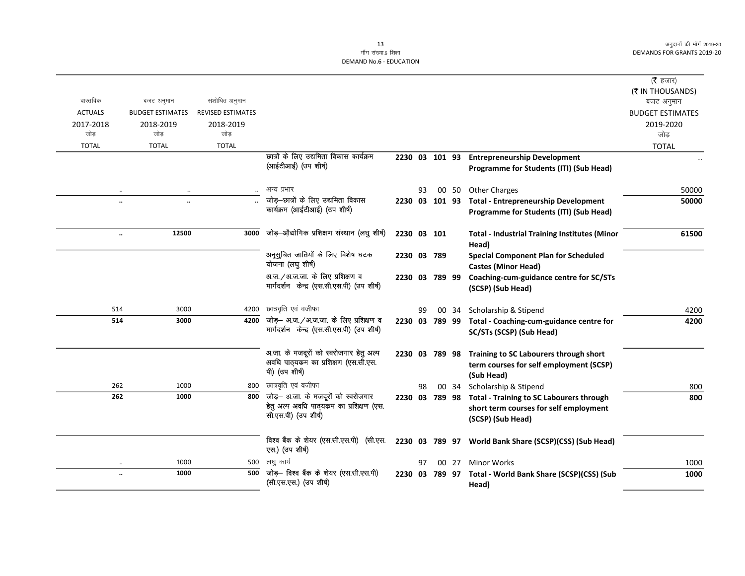# मॉंग संख्या.6 शिक्षा
# DEMAND No.6 - EDUCATION

| वास्तविक ACTUALS 2017-2018 जोड़ TOTAL | बजट अनुमान BUDGET ESTIMATES 2018-2019 जोड़ TOTAL | संशोधित अनुमान REVISED ESTIMATES 2018-2019 जोड़ TOTAL | | | | (₹ हजार) (₹ IN THOUSANDS) बजट अनुमान BUDGET ESTIMATES 2019-2020 जोड़ TOTAL |
|---|---|---|---|---|---|---|
| | | | छात्रों के लिए उद्यमिता विकास कार्यक्रम (आईटीआई) (उप शीर्ष) | 2230 03 101 93 | **Entrepreneurship Development Programme for Students (ITI) (Sub Head)** | .. |
| .. | .. | .. | अन्य प्रभार | 93 00 50 | Other Charges | 50000 |
| **..** | **..** | **..** | जोड़–छात्रों के लिए उद्यमिता विकास कार्यक्रम (आईटीआई) (उप शीर्ष) | 2230 03 101 93 | **Total - Entrepreneurship Development Programme for Students (ITI) (Sub Head)** | **50000** |
| **..** | **12500** | **3000** | जोड़–औद्योगिक प्रशिक्षण संस्थान (लघु शीर्ष) | 2230 03 101 | **Total - Industrial Training Institutes (Minor Head)** | **61500** |
| | | | अनूसुचित जातियों के लिए विशेष घटक योजना (लघु शीर्ष) | 2230 03 789 | **Special Component Plan for Scheduled Castes (Minor Head)** | |
| | | | अ.ज./अ.ज.जा. के लिए प्रशिक्षण व मार्गदर्शन केन्द्र (एस.सी.एस.पी) (उप शीर्ष) | 2230 03 789 99 | **Coaching-cum-guidance centre for SC/STs (SCSP) (Sub Head)** | |
| 514 | 3000 | 4200 | छात्रवृति एवं वजीफा | 99 00 34 | Scholarship & Stipend | 4200 |
| **514** | **3000** | **4200** | जोड़– अ.ज./अ.ज.जा. के लिए प्रशिक्षण व मार्गदर्शन केन्द्र (एस.सी.एस.पी) (उप शीर्ष) | 2230 03 789 99 | **Total - Coaching-cum-guidance centre for SC/STs (SCSP) (Sub Head)** | **4200** |
| | | | अ.जा. के मजदूरों को स्वरोजगार हेतु अल्प अवधि पाठ्यक्रम का प्रशिक्षण (एस.सी.एस.पी) (उप शीर्ष) | 2230 03 789 98 | **Training to SC Labourers through short term courses for self employment (SCSP) (Sub Head)** | |
| 262 | 1000 | 800 | छात्रवृति एवं वजीफा | 98 00 34 | Scholarship & Stipend | 800 |
| **262** | **1000** | **800** | जोड़– अ.जा. के मजदूरों को स्वरोजगार हेतु अल्प अवधि पाठ्यक्रम का प्रशिक्षण (एस.सी.एस.पी) (उप शीर्ष) | 2230 03 789 98 | **Total - Training to SC Labourers through short term courses for self employment (SCSP) (Sub Head)** | **800** |
| | | | विश्व बैंक के शेयर (एस.सी.एस.पी) (सी.एस.एस.) (उप शीर्ष) | 2230 03 789 97 | **World Bank Share (SCSP)(CSS) (Sub Head)** | |
| .. | 1000 | 500 | लघु कार्य | 97 00 27 | Minor Works | 1000 |
| **..** | **1000** | **500** | जोड़– विश्व बैंक के शेयर (एस.सी.एस.पी) (सी.एस.एस.) (उप शीर्ष) | 2230 03 789 97 | **Total - World Bank Share (SCSP)(CSS) (Sub Head)** | **1000** |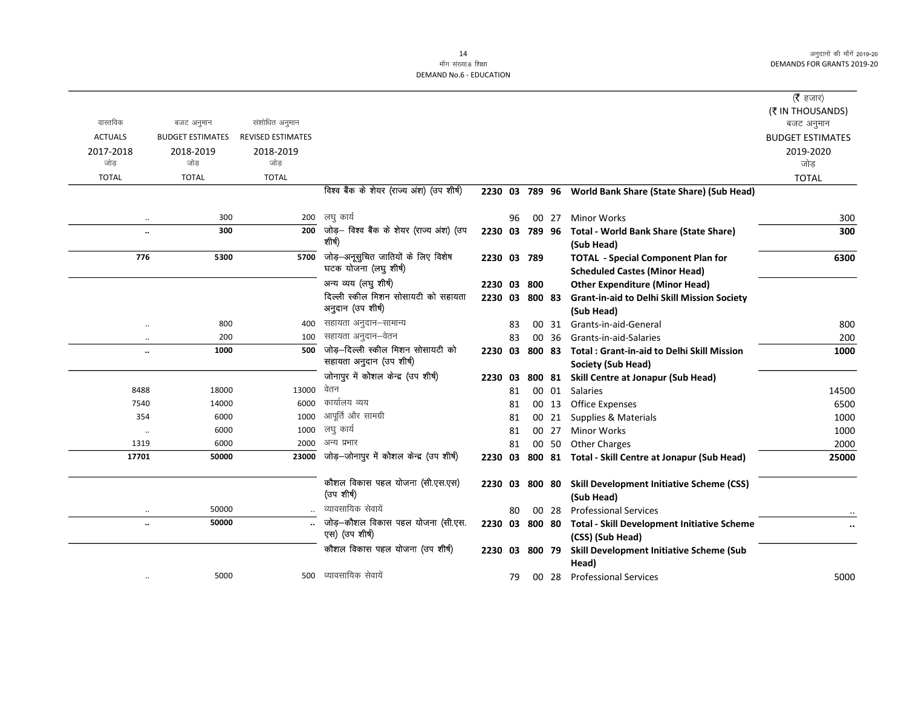माँग संख्या.6 शिक्षा
DEMAND No.6 - EDUCATION

(₹ हजार)
(₹ IN THOUSANDS)

| वास्तविक ACTUALS 2017-2018 जोड़ TOTAL | बजट अनुमान BUDGET ESTIMATES 2018-2019 जोड़ TOTAL | संशोधित अनुमान REVISED ESTIMATES 2018-2019 जोड़ TOTAL | | | | | | | बजट अनुमान BUDGET ESTIMATES 2019-2020 जोड़ TOTAL |
|---|---|---|---|---|---|---|---|---|---|
| | | | विश्व बैंक के शेयर (राज्य अंश) (उप शीर्ष) | 2230 | 03 | 789 | 96 | **World Bank Share (State Share) (Sub Head)** | |
| .. | 300 | 200 | लघु कार्य | | 96 | 00 | 27 | Minor Works | 300 |
| **..** | **300** | **200** | जोड़– विश्व बैंक के शेयर (राज्य अंश) (उप शीर्ष) | 2230 | 03 | 789 | 96 | **Total - World Bank Share (State Share) (Sub Head)** | **300** |
| **776** | **5300** | **5700** | जोड़–अनूसुचित जातियों के लिए विशेष घटक योजना (लघु शीर्ष) | 2230 | 03 | 789 | | **TOTAL - Special Component Plan for Scheduled Castes (Minor Head)** | **6300** |
| | | | अन्य व्यय (लघु शीर्ष) | 2230 | 03 | 800 | | **Other Expenditure (Minor Head)** | |
| | | | दिल्ली स्कील मिशन सोसायटी को सहायता अनुदान (उप शीर्ष) | 2230 | 03 | 800 | 83 | **Grant-in-aid to Delhi Skill Mission Society (Sub Head)** | |
| .. | 800 | 400 | सहायता अनुदान–सामान्य | | 83 | 00 | 31 | Grants-in-aid-General | 800 |
| .. | 200 | 100 | सहायता अनुदान–वेतन | | 83 | 00 | 36 | Grants-in-aid-Salaries | 200 |
| **..** | **1000** | **500** | जोड़–दिल्ली स्कील मिशन सोसायटी को सहायता अनुदान (उप शीर्ष) | 2230 | 03 | 800 | 83 | **Total : Grant-in-aid to Delhi Skill Mission Society (Sub Head)** | **1000** |
| | | | जोनापुर में कोशल केन्द्र (उप शीर्ष) | 2230 | 03 | 800 | 81 | **Skill Centre at Jonapur (Sub Head)** | |
| 8488 | 18000 | 13000 | वेतन | | 81 | 00 | 01 | Salaries | 14500 |
| 7540 | 14000 | 6000 | कार्यालय व्यय | | 81 | 00 | 13 | Office Expenses | 6500 |
| 354 | 6000 | 1000 | आपूर्ति और सामग्री | | 81 | 00 | 21 | Supplies & Materials | 1000 |
| .. | 6000 | 1000 | लघु कार्य | | 81 | 00 | 27 | Minor Works | 1000 |
| 1319 | 6000 | 2000 | अन्य प्रभार | | 81 | 00 | 50 | Other Charges | 2000 |
| **17701** | **50000** | **23000** | जोड़–जोनापुर में कोशल केन्द्र (उप शीर्ष) | 2230 | 03 | 800 | 81 | **Total - Skill Centre at Jonapur (Sub Head)** | **25000** |
| | | | कौशल विकास पहल योजना (सी.एस.एस) (उप शीर्ष) | 2230 | 03 | 800 | 80 | **Skill Development Initiative Scheme (CSS) (Sub Head)** | |
| .. | 50000 | .. | व्यावसायिक सेवायें | | 80 | 00 | 28 | Professional Services | .. |
| **..** | **50000** | **..** | जोड़–कौशल विकास पहल योजना (सी.एस.एस) (उप शीर्ष) | 2230 | 03 | 800 | 80 | **Total - Skill Development Initiative Scheme (CSS) (Sub Head)** | **..** |
| | | | कौशल विकास पहल योजना (उप शीर्ष) | 2230 | 03 | 800 | 79 | **Skill Development Initiative Scheme (Sub Head)** | |
| .. | 5000 | 500 | व्यावसायिक सेवायें | | 79 | 00 | 28 | Professional Services | 5000 |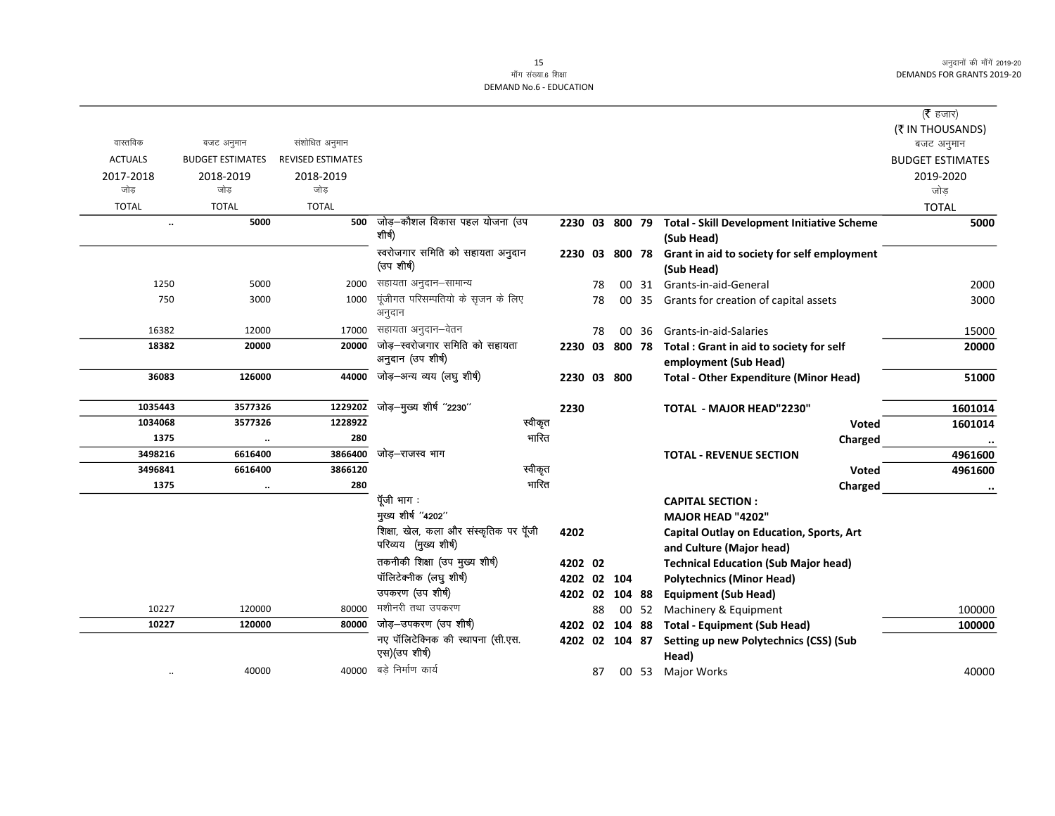माँग संख्या.6 शिक्षा
DEMAND No.6 - EDUCATION

| वास्तविक ACTUALS 2017-2018 जोड़ TOTAL | बजट अनुमान BUDGET ESTIMATES 2018-2019 जोड़ TOTAL | संशोधित अनुमान REVISED ESTIMATES 2018-2019 जोड़ TOTAL | | | | | | | (₹ हजार) (₹ IN THOUSANDS) बजट अनुमान BUDGET ESTIMATES 2019-2020 जोड़ TOTAL |
|---|---|---|---|---|---|---|---|---|---|
| .. | 5000 | 500 | जोड़–कौशल विकास पहल योजना (उप शीर्ष) | 2230 | 03 | 800 | 79 | **Total - Skill Development Initiative Scheme (Sub Head)** | 5000 |
| | | | स्वरोजगार समिति को सहायता अनुदान (उप शीर्ष) | 2230 | 03 | 800 | 78 | **Grant in aid to society for self employment (Sub Head)** | |
| 1250 | 5000 | 2000 | सहायता अनुदान–सामान्य | | 78 | 00 | 31 | Grants-in-aid-General | 2000 |
| 750 | 3000 | 1000 | पूंजीगत परिसम्पतियो के सृजन के लिए अनुदान | | 78 | 00 | 35 | Grants for creation of capital assets | 3000 |
| 16382 | 12000 | 17000 | सहायता अनुदान–वेतन | | 78 | 00 | 36 | Grants-in-aid-Salaries | 15000 |
| 18382 | 20000 | 20000 | जोड़–स्वरोजगार समिति को सहायता अनुदान (उप शीर्ष) | 2230 | 03 | 800 | 78 | **Total : Grant in aid to society for self employment (Sub Head)** | 20000 |
| 36083 | 126000 | 44000 | जोड़–अन्य व्यय (लघु शीर्ष) | 2230 | 03 | 800 | | **Total - Other Expenditure (Minor Head)** | 51000 |
| 1035443 | 3577326 | 1229202 | जोड़–मुख्य शीर्ष "2230" | 2230 | | | | **TOTAL - MAJOR HEAD"2230"** | 1601014 |
| 1034068 | 3577326 | 1228922 | स्वीकृत | | | | | **Voted** | 1601014 |
| 1375 | .. | 280 | भारित | | | | | **Charged** | .. |
| 3498216 | 6616400 | 3866400 | जोड़–राजस्व भाग | | | | | **TOTAL - REVENUE SECTION** | 4961600 |
| 3496841 | 6616400 | 3866120 | स्वीकृत | | | | | **Voted** | 4961600 |
| 1375 | .. | 280 | भारित | | | | | **Charged** | .. |
| | | | पूँजी भाग : | | | | | **CAPITAL SECTION :** | |
| | | | मुख्य शीर्ष "4202" | | | | | **MAJOR HEAD "4202"** | |
| | | | शिक्षा, खेल, कला और संस्कृतिक पर पूँजी परिव्यय (मुख्य शीर्ष) | 4202 | | | | **Capital Outlay on Education, Sports, Art and Culture (Major head)** | |
| | | | तकनीकी शिक्षा (उप मुख्य शीर्ष) | 4202 | 02 | | | **Technical Education (Sub Major head)** | |
| | | | पॉलिटेक्नीक (लघु शीर्ष) | 4202 | 02 | 104 | | **Polytechnics (Minor Head)** | |
| | | | उपकरण (उप शीर्ष) | 4202 | 02 | 104 | 88 | **Equipment (Sub Head)** | |
| 10227 | 120000 | 80000 | मशीनरी तथा उपकरण | | 88 | 00 | 52 | Machinery & Equipment | 100000 |
| 10227 | 120000 | 80000 | जोड़–उपकरण (उप शीर्ष) | 4202 | 02 | 104 | 88 | **Total - Equipment (Sub Head)** | 100000 |
| | | | नए पॉलिटेक्निक की स्थापना (सी.एस.एस)(उप शीर्ष) | 4202 | 02 | 104 | 87 | **Setting up new Polytechnics (CSS) (Sub Head)** | |
| .. | 40000 | 40000 | बड़े निर्माण कार्य | | 87 | 00 | 53 | Major Works | 40000 |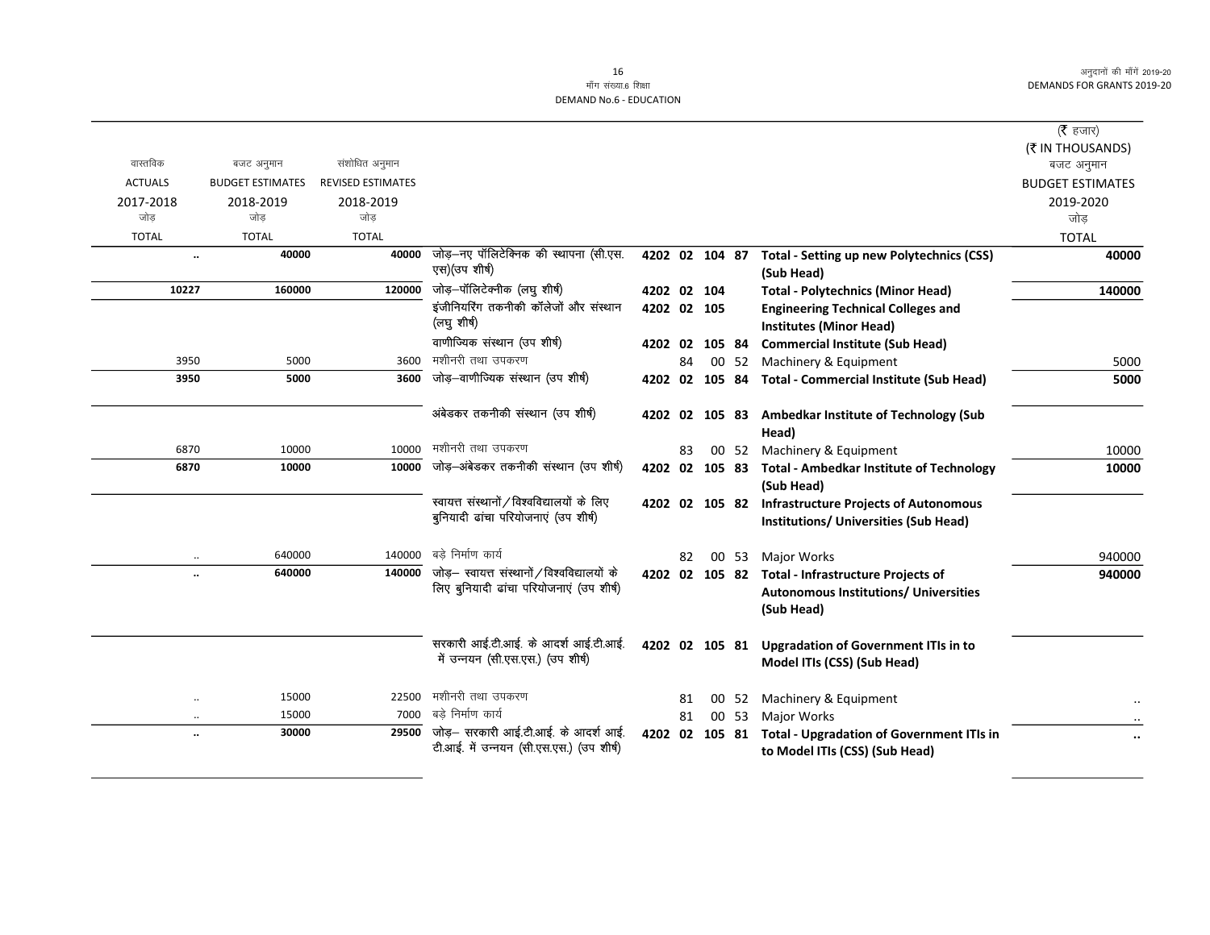(₹ हजार)
(₹ IN THOUSANDS)

| वास्तविक ACTUALS 2017-2018 जोड़ TOTAL | बजट अनुमान BUDGET ESTIMATES 2018-2019 जोड़ TOTAL | संशोधित अनुमान REVISED ESTIMATES 2018-2019 जोड़ TOTAL | | | | | | | बजट अनुमान BUDGET ESTIMATES 2019-2020 जोड़ TOTAL |
|---|---|---|---|---|---|---|---|---|---|
| .. | 40000 | 40000 | जोड़–नए पॉलिटेक्निक की स्थापना (सी.एस.एस)(उप शीर्ष) | 4202 | 02 | 104 | 87 | **Total - Setting up new Polytechnics (CSS) (Sub Head)** | 40000 |
| 10227 | 160000 | 120000 | जोड़–पॉलिटेक्नीक (लघु शीर्ष) | 4202 | 02 | 104 | | **Total - Polytechnics (Minor Head)** | 140000 |
| | | | इंजीनियरिंग तकनीकी कॉलेजों और संस्थान (लघु शीर्ष) | 4202 | 02 | 105 | | **Engineering Technical Colleges and Institutes (Minor Head)** | |
| | | | वाणीज्यिक संस्थान (उप शीर्ष) | 4202 | 02 | 105 | 84 | **Commercial Institute (Sub Head)** | |
| 3950 | 5000 | 3600 | मशीनरी तथा उपकरण | | 84 | 00 | 52 | Machinery & Equipment | 5000 |
| 3950 | 5000 | 3600 | जोड़–वाणीज्यिक संस्थान (उप शीर्ष) | 4202 | 02 | 105 | 84 | **Total - Commercial Institute (Sub Head)** | 5000 |
| | | | अंबेडकर तकनीकी संस्थान (उप शीर्ष) | 4202 | 02 | 105 | 83 | **Ambedkar Institute of Technology (Sub Head)** | |
| 6870 | 10000 | 10000 | मशीनरी तथा उपकरण | | 83 | 00 | 52 | Machinery & Equipment | 10000 |
| 6870 | 10000 | 10000 | जोड़–अंबेडकर तकनीकी संस्थान (उप शीर्ष) | 4202 | 02 | 105 | 83 | **Total - Ambedkar Institute of Technology (Sub Head)** | 10000 |
| | | | स्वायत्त संस्थानों / विश्वविद्यालयों के लिए बुनियादी ढांचा परियोजनाएं (उप शीर्ष) | 4202 | 02 | 105 | 82 | **Infrastructure Projects of Autonomous Institutions/ Universities (Sub Head)** | |
| .. | 640000 | 140000 | बड़े निर्माण कार्य | | 82 | 00 | 53 | Major Works | 940000 |
| .. | 640000 | 140000 | जोड़– स्वायत्त संस्थानों / विश्वविद्यालयों के लिए बुनियादी ढांचा परियोजनाएं (उप शीर्ष) | 4202 | 02 | 105 | 82 | **Total - Infrastructure Projects of Autonomous Institutions/ Universities (Sub Head)** | 940000 |
| | | | सरकारी आई.टी.आई. के आदर्श आई.टी.आई. में उन्नयन (सी.एस.एस.) (उप शीर्ष) | 4202 | 02 | 105 | 81 | **Upgradation of Government ITIs in to Model ITIs (CSS) (Sub Head)** | |
| .. | 15000 | 22500 | मशीनरी तथा उपकरण | | 81 | 00 | 52 | Machinery & Equipment | .. |
| .. | 15000 | 7000 | बड़े निर्माण कार्य | | 81 | 00 | 53 | Major Works | .. |
| .. | 30000 | 29500 | जोड़– सरकारी आई.टी.आई. के आदर्श आई.टी.आई. में उन्नयन (सी.एस.एस.) (उप शीर्ष) | 4202 | 02 | 105 | 81 | **Total - Upgradation of Government ITIs in to Model ITIs (CSS) (Sub Head)** | .. |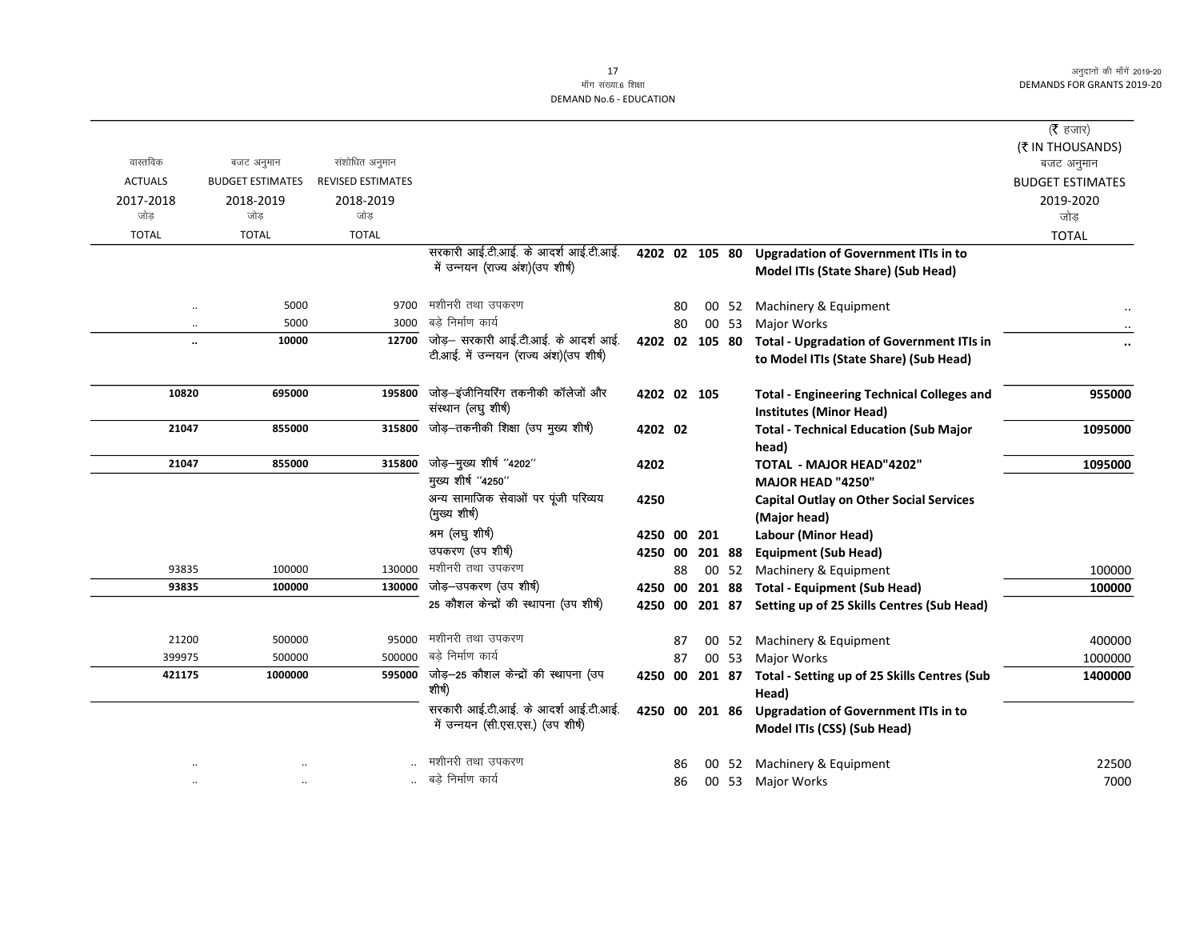मॉंग संख्या.6 शिक्षा
DEMAND No.6 - EDUCATION

| वास्तविक ACTUALS 2017-2018 जोड़ TOTAL | बजट अनुमान BUDGET ESTIMATES 2018-2019 जोड़ TOTAL | संशोधित अनुमान REVISED ESTIMATES 2018-2019 जोड़ TOTAL | | | | | | | (₹ हजार) (₹ IN THOUSANDS) बजट अनुमान BUDGET ESTIMATES 2019-2020 जोड़ TOTAL |
|---|---|---|---|---|---|---|---|---|---|
| | | | सरकारी आई.टी.आई. के आदर्श आई.टी.आई. में उन्नयन (राज्य अंश)(उप शीर्ष) | 4202 02 | 105 | 80 | | Upgradation of Government ITIs in to Model ITIs (State Share) (Sub Head) | |
| .. | 5000 | 9700 | मशीनरी तथा उपकरण | 80 | 00 | 52 | | Machinery & Equipment | .. |
| .. | 5000 | 3000 | बड़े निर्माण कार्य | 80 | 00 | 53 | | Major Works | .. |
| **..** | **10000** | **12700** | जोड़– सरकारी आई.टी.आई. के आदर्श आई.टी.आई. में उन्नयन (राज्य अंश)(उप शीर्ष) | 4202 02 | 105 | 80 | | **Total - Upgradation of Government ITIs in to Model ITIs (State Share) (Sub Head)** | **..** |
| **10820** | **695000** | **195800** | जोड़–इंजीनियरिंग तकनीकी कॉलेजों और संस्थान (लघु शीर्ष) | 4202 02 | 105 | | | **Total - Engineering Technical Colleges and Institutes (Minor Head)** | **955000** |
| **21047** | **855000** | **315800** | जोड़–तकनीकी शिक्षा (उप मुख्य शीर्ष) | 4202 02 | | | | **Total - Technical Education (Sub Major head)** | **1095000** |
| **21047** | **855000** | **315800** | जोड़–मुख्य शीर्ष "4202" | 4202 | | | | **TOTAL - MAJOR HEAD"4202"** | **1095000** |
| | | | मुख्य शीर्ष "4250" | | | | | **MAJOR HEAD "4250"** | |
| | | | अन्य सामाजिक सेवाओं पर पूंजी परिव्यय (मुख्य शीर्ष) | 4250 | | | | **Capital Outlay on Other Social Services (Major head)** | |
| | | | श्रम (लघु शीर्ष) | 4250 00 | 201 | | | **Labour (Minor Head)** | |
| | | | उपकरण (उप शीर्ष) | 4250 00 | 201 | 88 | | **Equipment (Sub Head)** | |
| 93835 | 100000 | 130000 | मशीनरी तथा उपकरण | 88 | 00 | 52 | | Machinery & Equipment | 100000 |
| **93835** | **100000** | **130000** | जोड़–उपकरण (उप शीर्ष) | 4250 00 | 201 | 88 | | **Total - Equipment (Sub Head)** | **100000** |
| | | | 25 कौशल केन्द्रों की स्थापना (उप शीर्ष) | 4250 00 | 201 | 87 | | **Setting up of 25 Skills Centres (Sub Head)** | |
| 21200 | 500000 | 95000 | मशीनरी तथा उपकरण | 87 | 00 | 52 | | Machinery & Equipment | 400000 |
| 399975 | 500000 | 500000 | बड़े निर्माण कार्य | 87 | 00 | 53 | | Major Works | 1000000 |
| **421175** | **1000000** | **595000** | जोड़–25 कौशल केन्द्रों की स्थापना (उप शीर्ष) | 4250 00 | 201 | 87 | | **Total - Setting up of 25 Skills Centres (Sub Head)** | **1400000** |
| | | | सरकारी आई.टी.आई. के आदर्श आई.टी.आई. में उन्नयन (सी.एस.एस.) (उप शीर्ष) | 4250 00 | 201 | 86 | | **Upgradation of Government ITIs in to Model ITIs (CSS) (Sub Head)** | |
| .. | .. | .. | मशीनरी तथा उपकरण | 86 | 00 | 52 | | Machinery & Equipment | 22500 |
| .. | .. | .. | बड़े निर्माण कार्य | 86 | 00 | 53 | | Major Works | 7000 |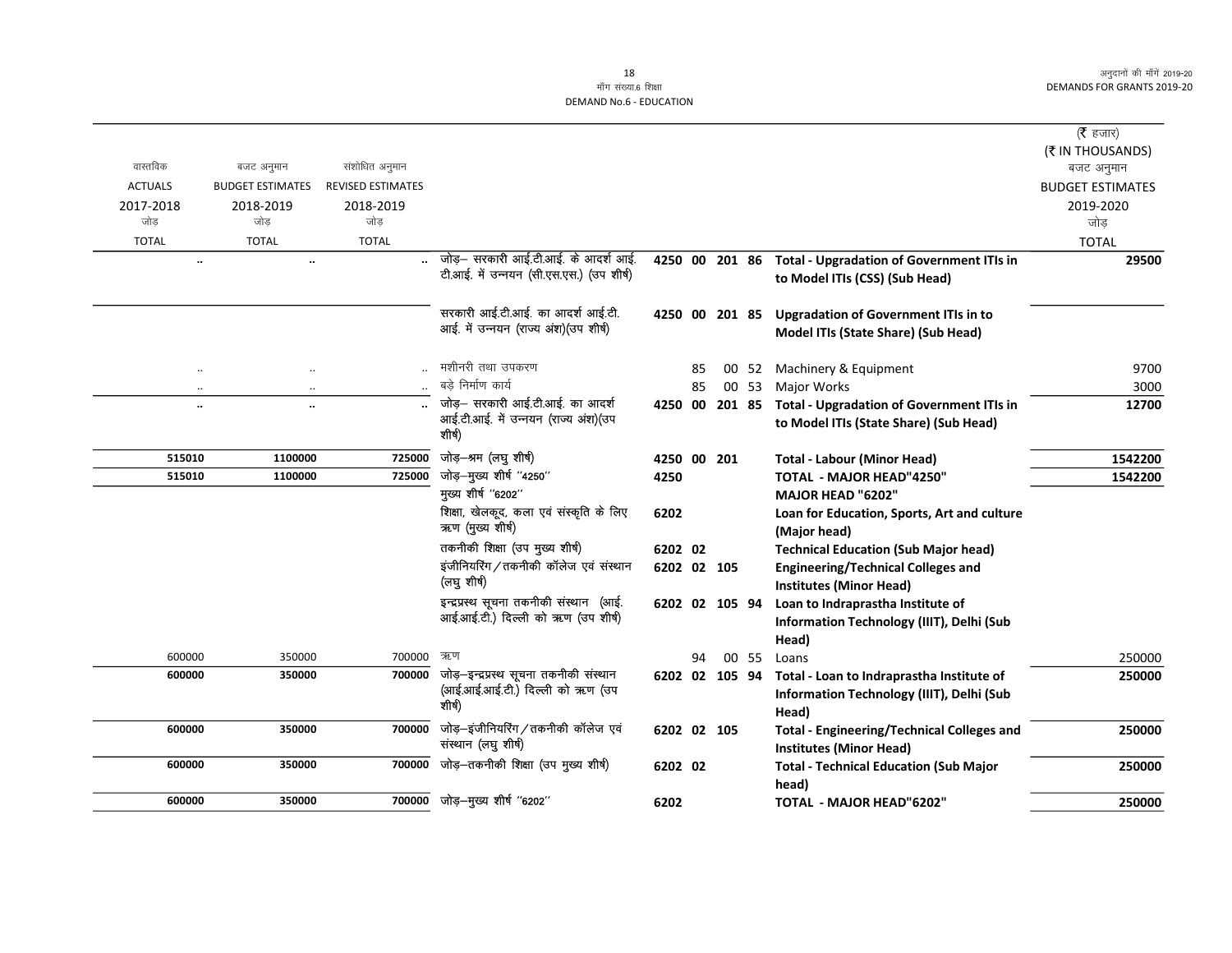माँग संख्या.6 शिक्षा
DEMAND No.6 - EDUCATION

(₹ हजार)
(₹ IN THOUSANDS)

| वास्तविक ACTUALS 2017-2018 जोड़ TOTAL | बजट अनुमान BUDGET ESTIMATES 2018-2019 जोड़ TOTAL | संशोधित अनुमान REVISED ESTIMATES 2018-2019 जोड़ TOTAL | | | | | | | बजट अनुमान BUDGET ESTIMATES 2019-2020 जोड़ TOTAL |
|---|---|---|---|---|---|---|---|---|---|
| .. | .. | .. | जोड़– सरकारी आई.टी.आई. के आदर्श आई.टी.आई. में उन्नयन (सी.एस.एस.) (उप शीर्ष) | 4250 | 00 | 201 | 86 | **Total - Upgradation of Government ITIs in to Model ITIs (CSS) (Sub Head)** | 29500 |
| | | | सरकारी आई.टी.आई. का आदर्श आई.टी.आई. में उन्नयन (राज्य अंश)(उप शीर्ष) | 4250 | 00 | 201 | 85 | **Upgradation of Government ITIs in to Model ITIs (State Share) (Sub Head)** | |
| .. | .. | .. | मशीनरी तथा उपकरण | | 85 | 00 | 52 | Machinery & Equipment | 9700 |
| .. | .. | .. | बड़े निर्माण कार्य | | 85 | 00 | 53 | Major Works | 3000 |
| .. | .. | .. | जोड़– सरकारी आई.टी.आई. का आदर्श आई.टी.आई. में उन्नयन (राज्य अंश)(उप शीर्ष) | 4250 | 00 | 201 | 85 | **Total - Upgradation of Government ITIs in to Model ITIs (State Share) (Sub Head)** | 12700 |
| 515010 | 1100000 | 725000 | जोड़–श्रम (लघु शीर्ष) | 4250 | 00 | 201 | | **Total - Labour (Minor Head)** | 1542200 |
| 515010 | 1100000 | 725000 | जोड़–मुख्य शीर्ष ''4250'' | 4250 | | | | **TOTAL - MAJOR HEAD"4250"** | 1542200 |
| | | | मुख्य शीर्ष ''6202'' | | | | | **MAJOR HEAD "6202"** | |
| | | | शिक्षा, खेलकूद, कला एवं संस्कृति के लिए ऋण (मुख्य शीर्ष) | 6202 | | | | **Loan for Education, Sports, Art and culture (Major head)** | |
| | | | तकनीकी शिक्षा (उप मुख्य शीर्ष) | 6202 | 02 | | | **Technical Education (Sub Major head)** | |
| | | | इंजीनियरिंग/तकनीकी कॉलेज एवं संस्थान (लघु शीर्ष) | 6202 | 02 | 105 | | **Engineering/Technical Colleges and Institutes (Minor Head)** | |
| | | | इन्द्रप्रस्थ सूचना तकनीकी संस्थान (आई.आई.आई.टी.) दिल्ली को ऋण (उप शीर्ष) | 6202 | 02 | 105 | 94 | **Loan to Indraprastha Institute of Information Technology (IIIT), Delhi (Sub Head)** | |
| 600000 | 350000 | 700000 | ऋण | | 94 | 00 | 55 | Loans | 250000 |
| 600000 | 350000 | 700000 | जोड़–इन्द्रप्रस्थ सूचना तकनीकी संस्थान (आई.आई.आई.टी.) दिल्ली को ऋण (उप शीर्ष) | 6202 | 02 | 105 | 94 | **Total - Loan to Indraprastha Institute of Information Technology (IIIT), Delhi (Sub Head)** | 250000 |
| 600000 | 350000 | 700000 | जोड़–इंजीनियरिंग/तकनीकी कॉलेज एवं संस्थान (लघु शीर्ष) | 6202 | 02 | 105 | | **Total - Engineering/Technical Colleges and Institutes (Minor Head)** | 250000 |
| 600000 | 350000 | 700000 | जोड़–तकनीकी शिक्षा (उप मुख्य शीर्ष) | 6202 | 02 | | | **Total - Technical Education (Sub Major head)** | 250000 |
| 600000 | 350000 | 700000 | जोड़–मुख्य शीर्ष ''6202'' | 6202 | | | | **TOTAL - MAJOR HEAD"6202"** | 250000 |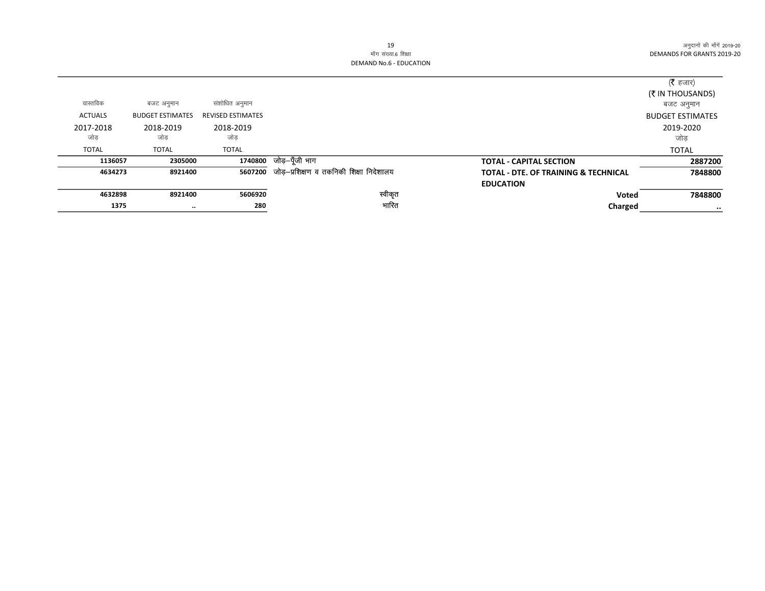| वास्तविक ACTUALS 2017-2018 जोड़ TOTAL | बजट अनुमान BUDGET ESTIMATES 2018-2019 जोड़ TOTAL | संशोधित अनुमान REVISED ESTIMATES 2018-2019 जोड़ TOTAL | | | (₹ हजार) (₹ IN THOUSANDS) बजट अनुमान BUDGET ESTIMATES 2019-2020 जोड़ TOTAL |
|---|---|---|---|---|---|
| **1136057** | **2305000** | **1740800** | जोड़–पूँजी भाग | **TOTAL - CAPITAL SECTION** | **2887200** |
| **4634273** | **8921400** | **5607200** | जोड़–प्रशिक्षण व तकनिकी शिक्षा निदेशालय | **TOTAL - DTE. OF TRAINING & TECHNICAL EDUCATION** | **7848800** |
| **4632898** | **8921400** | **5606920** | स्वीकृत | **Voted** | **7848800** |
| **1375** | **..** | **280** | भारित | **Charged** | **..** |